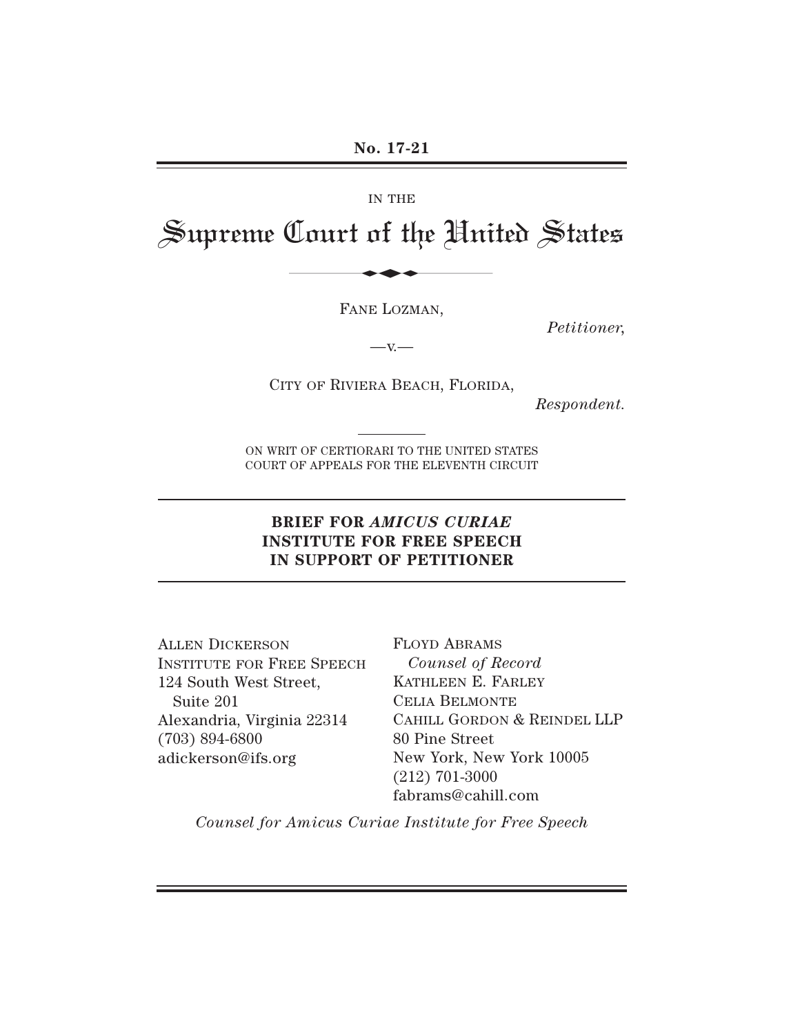No. 17-21

IN THE

# Supreme Court of the United States

FANE LOZMAN,

*Petitioner*,

—v.—

CITY OF RIVIERA BEACH, FLORIDA,

*Respondent.*

ON WRIT OF CERTIORARI TO THE UNITED STATES COURT OF APPEALS FOR THE ELEVENTH CIRCUIT

## BRIEF FOR *AMICUS CURIAE* INSTITUTE FOR FREE SPEECH IN SUPPORT OF PETITIONER

ALLEN DICKERSON
INSTITUTE FOR FREE SPEECH
124 South West Street,
Suite 201
Alexandria, Virginia 22314
(703) 894-6800
adickerson@ifs.org

FLOYD ABRAMS
*Counsel of Record*
KATHLEEN E. FARLEY
CELIA BELMONTE
CAHILL GORDON & REINDEL LLP
80 Pine Street
New York, New York 10005
(212) 701-3000
fabrams@cahill.com

*Counsel for Amicus Curiae Institute for Free Speech*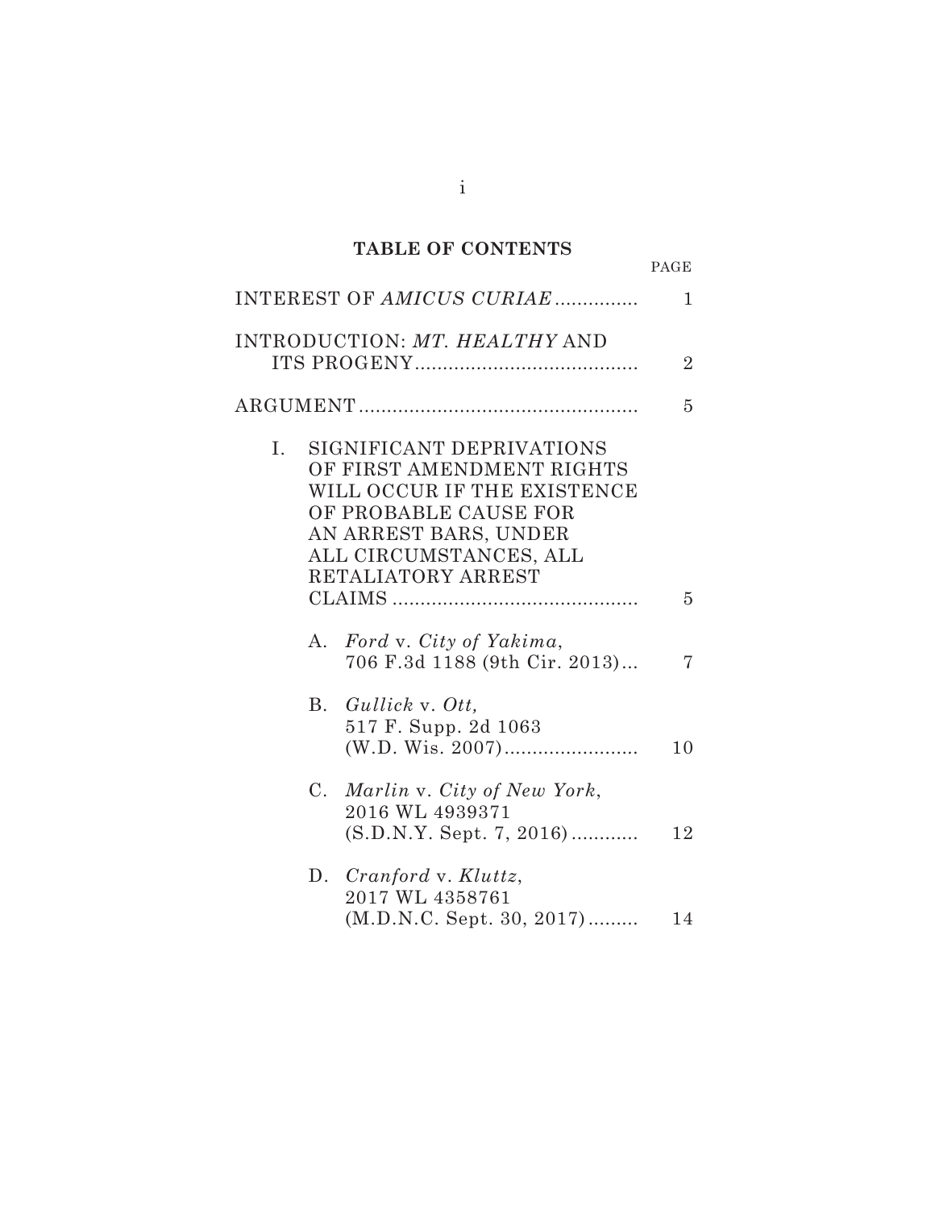## TABLE OF CONTENTS

| | PAGE |
|---|---|
| INTEREST OF *AMICUS CURIAE* | 1 |
| INTRODUCTION: *MT. HEALTHY* AND ITS PROGENY | 2 |
| ARGUMENT | 5 |
| I. SIGNIFICANT DEPRIVATIONS OF FIRST AMENDMENT RIGHTS WILL OCCUR IF THE EXISTENCE OF PROBABLE CAUSE FOR AN ARREST BARS, UNDER ALL CIRCUMSTANCES, ALL RETALIATORY ARREST CLAIMS | 5 |
| A. *Ford* v. *City of Yakima*, 706 F.3d 1188 (9th Cir. 2013) | 7 |
| B. *Gullick* v. *Ott*, 517 F. Supp. 2d 1063 (W.D. Wis. 2007) | 10 |
| C. *Marlin* v. *City of New York*, 2016 WL 4939371 (S.D.N.Y. Sept. 7, 2016) | 12 |
| D. *Cranford* v. *Kluttz*, 2017 WL 4358761 (M.D.N.C. Sept. 30, 2017) | 14 |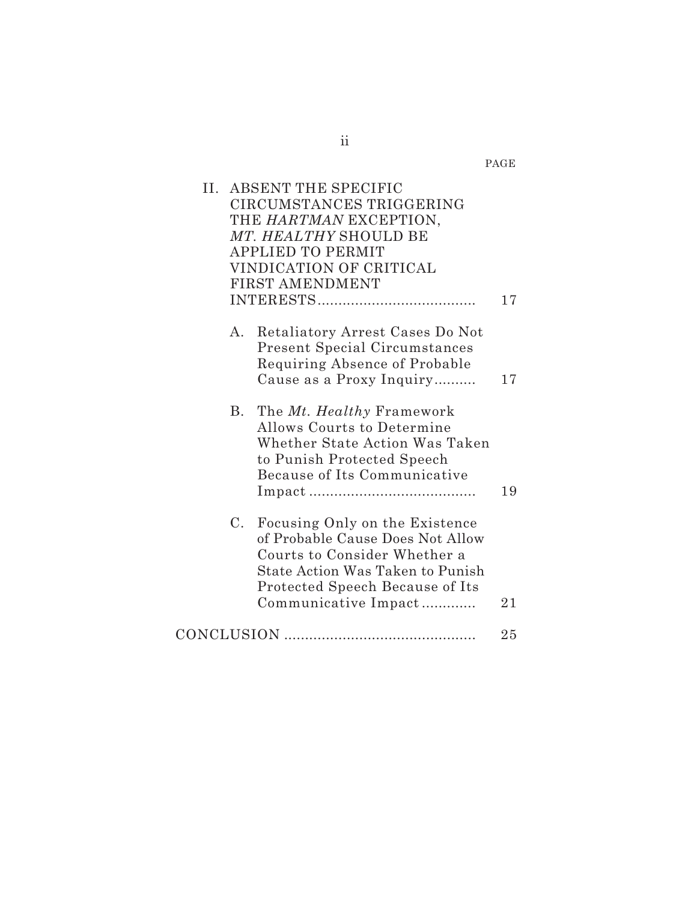| | PAGE |
|---|---|
| II. ABSENT THE SPECIFIC CIRCUMSTANCES TRIGGERING THE *HARTMAN* EXCEPTION, *MT. HEALTHY* SHOULD BE APPLIED TO PERMIT VINDICATION OF CRITICAL FIRST AMENDMENT INTERESTS | 17 |
| A. Retaliatory Arrest Cases Do Not Present Special Circumstances Requiring Absence of Probable Cause as a Proxy Inquiry | 17 |
| B. The *Mt. Healthy* Framework Allows Courts to Determine Whether State Action Was Taken to Punish Protected Speech Because of Its Communicative Impact | 19 |
| C. Focusing Only on the Existence of Probable Cause Does Not Allow Courts to Consider Whether a State Action Was Taken to Punish Protected Speech Because of Its Communicative Impact | 21 |
| CONCLUSION | 25 |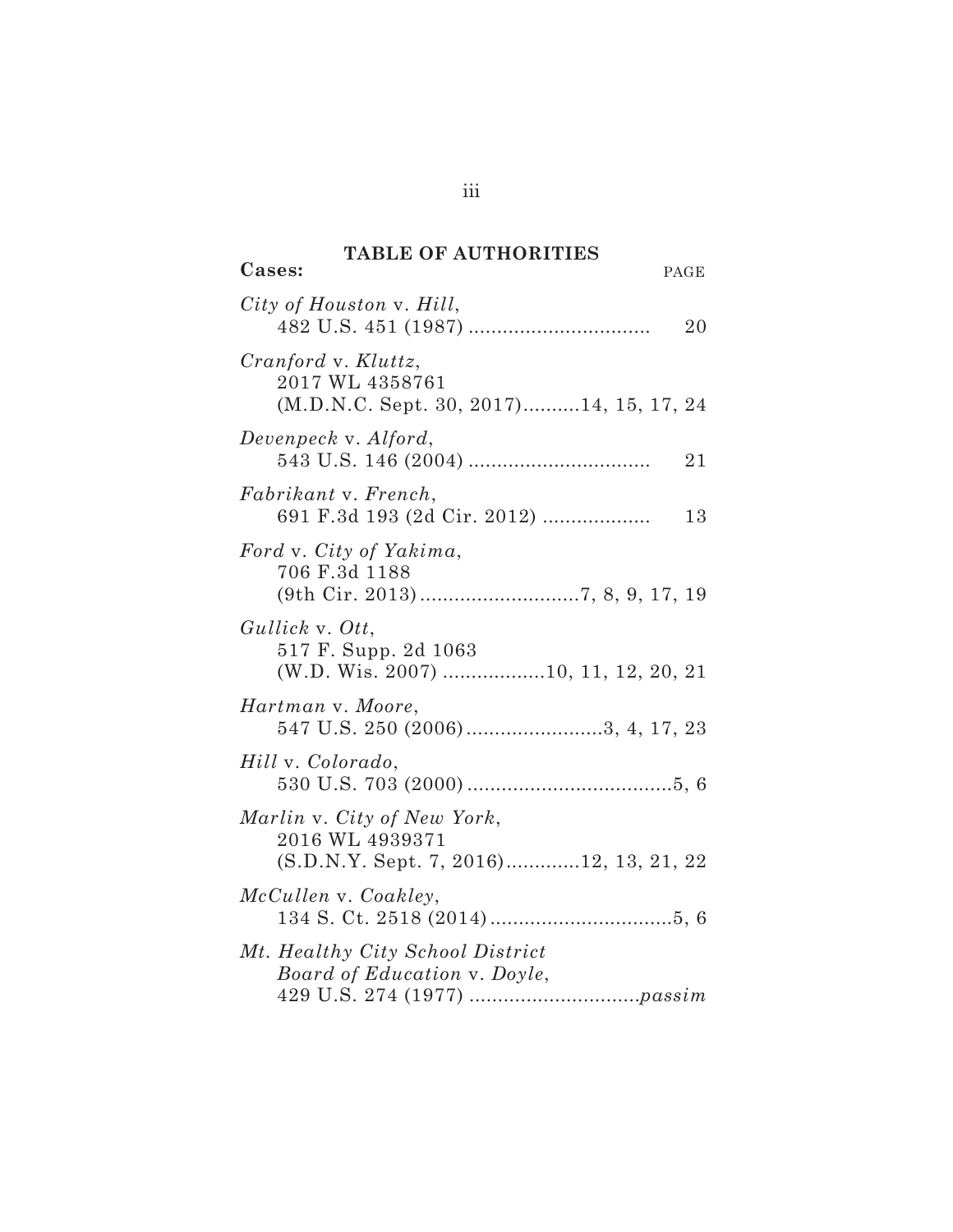## TABLE OF AUTHORITIES

**Cases:** PAGE

*City of Houston* v. *Hill*,
482 U.S. 451 (1987) ................................ 20

*Cranford* v. *Kluttz*,
2017 WL 4358761
(M.D.N.C. Sept. 30, 2017)..........14, 15, 17, 24

*Devenpeck* v. *Alford*,
543 U.S. 146 (2004) ................................ 21

*Fabrikant* v. *French*,
691 F.3d 193 (2d Cir. 2012) ................... 13

*Ford* v. *City of Yakima*,
706 F.3d 1188
(9th Cir. 2013)............................7, 8, 9, 17, 19

*Gullick* v. *Ott*,
517 F. Supp. 2d 1063
(W.D. Wis. 2007) ..................10, 11, 12, 20, 21

*Hartman* v. *Moore*,
547 U.S. 250 (2006)........................3, 4, 17, 23

*Hill* v. *Colorado*,
530 U.S. 703 (2000) ....................................5, 6

*Marlin* v. *City of New York*,
2016 WL 4939371
(S.D.N.Y. Sept. 7, 2016).............12, 13, 21, 22

*McCullen* v. *Coakley*,
134 S. Ct. 2518 (2014) ................................5, 6

*Mt. Healthy City School District Board of Education* v. *Doyle*,
429 U.S. 274 (1977) ..............................*passim*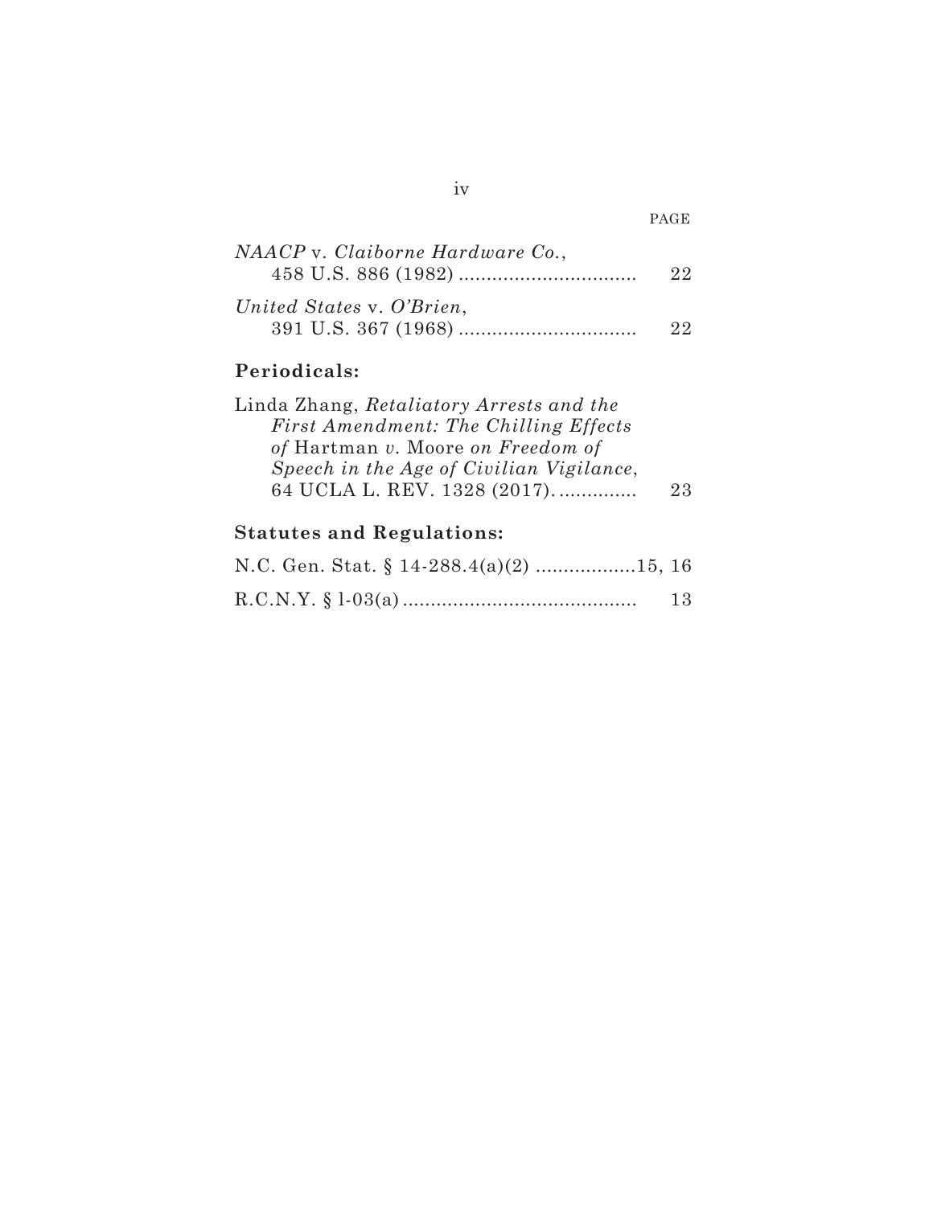PAGE

*NAACP* v. *Claiborne Hardware Co.*, 458 U.S. 886 (1982) ................................ 22

*United States* v. *O'Brien*, 391 U.S. 367 (1968) ................................ 22

**Periodicals:**

Linda Zhang, *Retaliatory Arrests and the First Amendment: The Chilling Effects of* Hartman *v.* Moore *on Freedom of Speech in the Age of Civilian Vigilance*, 64 UCLA L. REV. 1328 (2017). .............. 23

**Statutes and Regulations:**

N.C. Gen. Stat. § 14-288.4(a)(2) ..................15, 16

R.C.N.Y. § 1-03(a) .......................................... 13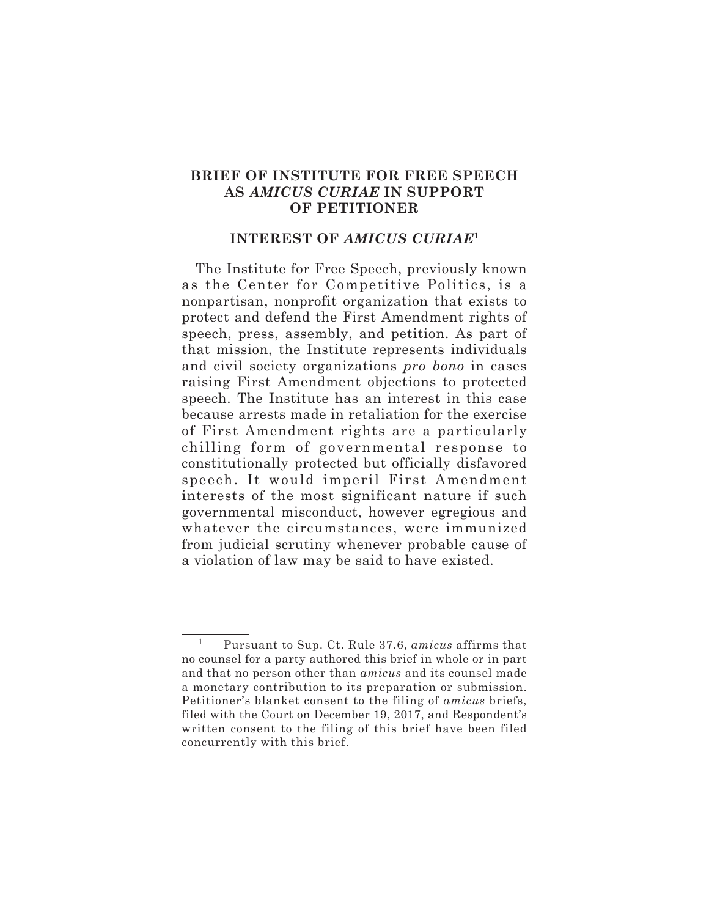# BRIEF OF INSTITUTE FOR FREE SPEECH AS *AMICUS CURIAE* IN SUPPORT OF PETITIONER

## INTEREST OF *AMICUS CURIAE*[1]

The Institute for Free Speech, previously known as the Center for Competitive Politics, is a nonpartisan, nonprofit organization that exists to protect and defend the First Amendment rights of speech, press, assembly, and petition. As part of that mission, the Institute represents individuals and civil society organizations *pro bono* in cases raising First Amendment objections to protected speech. The Institute has an interest in this case because arrests made in retaliation for the exercise of First Amendment rights are a particularly chilling form of governmental response to constitutionally protected but officially disfavored speech. It would imperil First Amendment interests of the most significant nature if such governmental misconduct, however egregious and whatever the circumstances, were immunized from judicial scrutiny whenever probable cause of a violation of law may be said to have existed.

---

[1] Pursuant to Sup. Ct. Rule 37.6, *amicus* affirms that no counsel for a party authored this brief in whole or in part and that no person other than *amicus* and its counsel made a monetary contribution to its preparation or submission. Petitioner's blanket consent to the filing of *amicus* briefs, filed with the Court on December 19, 2017, and Respondent's written consent to the filing of this brief have been filed concurrently with this brief.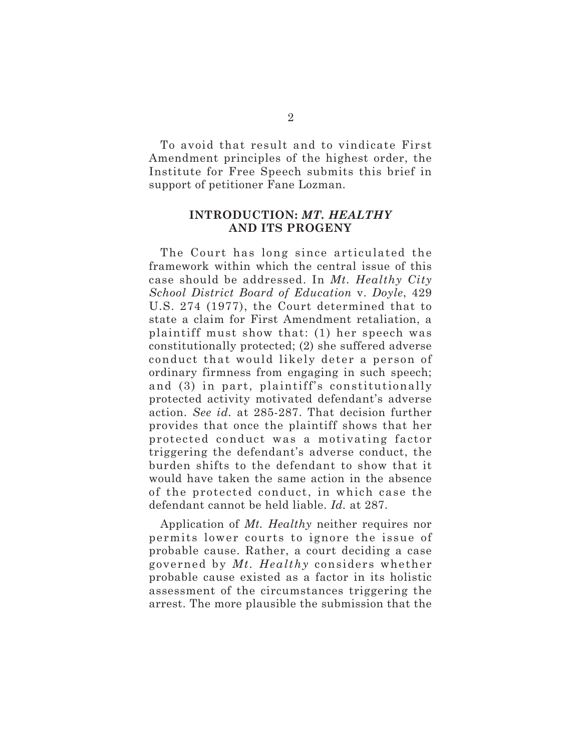To avoid that result and to vindicate First Amendment principles of the highest order, the Institute for Free Speech submits this brief in support of petitioner Fane Lozman.

## INTRODUCTION: *MT. HEALTHY* AND ITS PROGENY

The Court has long since articulated the framework within which the central issue of this case should be addressed. In *Mt. Healthy City School District Board of Education* v. *Doyle*, 429 U.S. 274 (1977), the Court determined that to state a claim for First Amendment retaliation, a plaintiff must show that: (1) her speech was constitutionally protected; (2) she suffered adverse conduct that would likely deter a person of ordinary firmness from engaging in such speech; and (3) in part, plaintiff's constitutionally protected activity motivated defendant's adverse action. *See id.* at 285-287. That decision further provides that once the plaintiff shows that her protected conduct was a motivating factor triggering the defendant's adverse conduct, the burden shifts to the defendant to show that it would have taken the same action in the absence of the protected conduct, in which case the defendant cannot be held liable. *Id.* at 287.

Application of *Mt. Healthy* neither requires nor permits lower courts to ignore the issue of probable cause. Rather, a court deciding a case governed by *Mt. Healthy* considers whether probable cause existed as a factor in its holistic assessment of the circumstances triggering the arrest. The more plausible the submission that the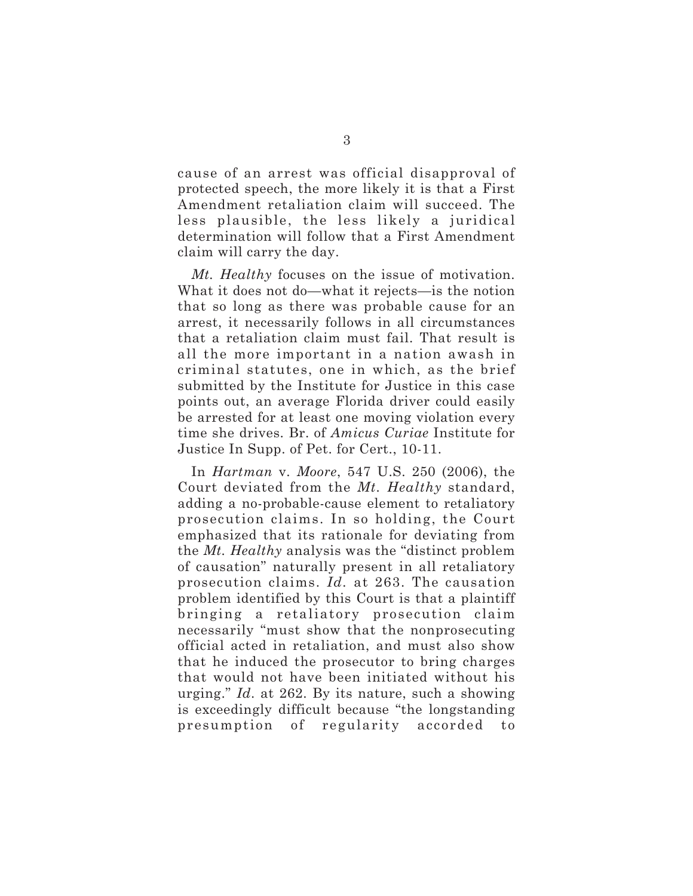cause of an arrest was official disapproval of protected speech, the more likely it is that a First Amendment retaliation claim will succeed. The less plausible, the less likely a juridical determination will follow that a First Amendment claim will carry the day.

*Mt. Healthy* focuses on the issue of motivation. What it does not do—what it rejects—is the notion that so long as there was probable cause for an arrest, it necessarily follows in all circumstances that a retaliation claim must fail. That result is all the more important in a nation awash in criminal statutes, one in which, as the brief submitted by the Institute for Justice in this case points out, an average Florida driver could easily be arrested for at least one moving violation every time she drives. Br. of *Amicus Curiae* Institute for Justice In Supp. of Pet. for Cert., 10-11.

In *Hartman* v. *Moore*, 547 U.S. 250 (2006), the Court deviated from the *Mt. Healthy* standard, adding a no-probable-cause element to retaliatory prosecution claims. In so holding, the Court emphasized that its rationale for deviating from the *Mt. Healthy* analysis was the "distinct problem of causation" naturally present in all retaliatory prosecution claims. *Id*. at 263. The causation problem identified by this Court is that a plaintiff bringing a retaliatory prosecution claim necessarily "must show that the nonprosecuting official acted in retaliation, and must also show that he induced the prosecutor to bring charges that would not have been initiated without his urging." *Id*. at 262. By its nature, such a showing is exceedingly difficult because "the longstanding presumption of regularity accorded to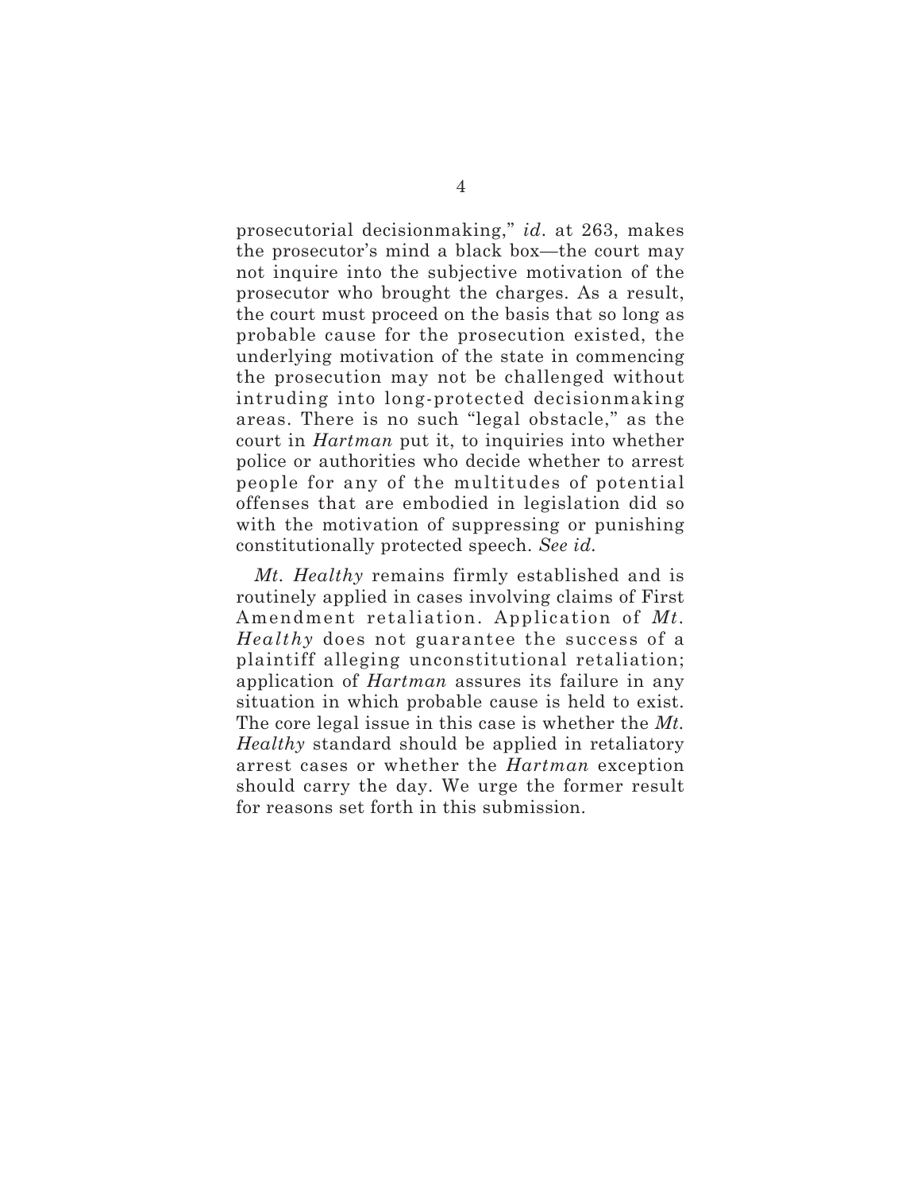prosecutorial decisionmaking," *id.* at 263, makes the prosecutor's mind a black box—the court may not inquire into the subjective motivation of the prosecutor who brought the charges. As a result, the court must proceed on the basis that so long as probable cause for the prosecution existed, the underlying motivation of the state in commencing the prosecution may not be challenged without intruding into long-protected decisionmaking areas. There is no such "legal obstacle," as the court in *Hartman* put it, to inquiries into whether police or authorities who decide whether to arrest people for any of the multitudes of potential offenses that are embodied in legislation did so with the motivation of suppressing or punishing constitutionally protected speech. *See id.*

*Mt. Healthy* remains firmly established and is routinely applied in cases involving claims of First Amendment retaliation. Application of *Mt. Healthy* does not guarantee the success of a plaintiff alleging unconstitutional retaliation; application of *Hartman* assures its failure in any situation in which probable cause is held to exist. The core legal issue in this case is whether the *Mt. Healthy* standard should be applied in retaliatory arrest cases or whether the *Hartman* exception should carry the day. We urge the former result for reasons set forth in this submission.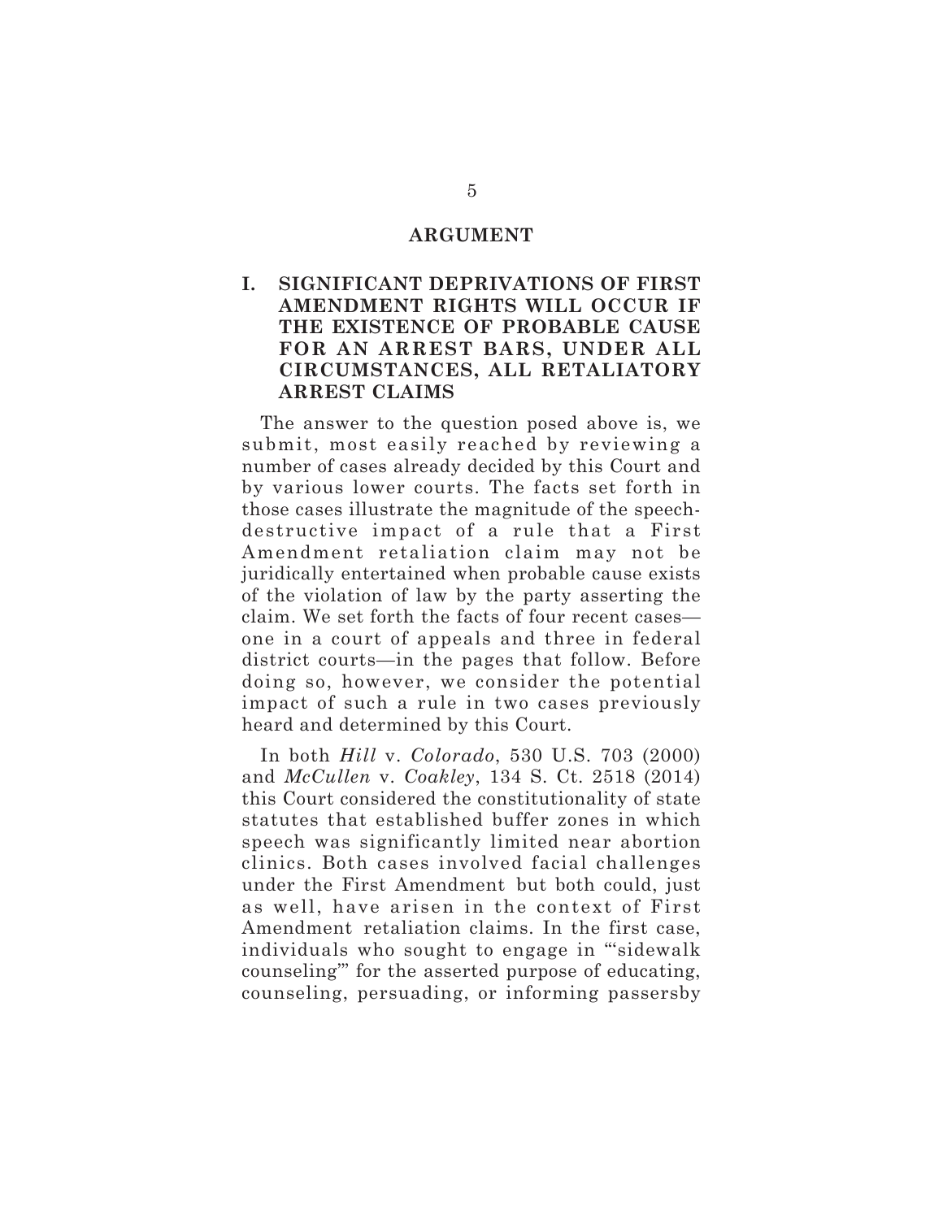## ARGUMENT

### I. SIGNIFICANT DEPRIVATIONS OF FIRST AMENDMENT RIGHTS WILL OCCUR IF THE EXISTENCE OF PROBABLE CAUSE FOR AN ARREST BARS, UNDER ALL CIRCUMSTANCES, ALL RETALIATORY ARREST CLAIMS

The answer to the question posed above is, we submit, most easily reached by reviewing a number of cases already decided by this Court and by various lower courts. The facts set forth in those cases illustrate the magnitude of the speech-destructive impact of a rule that a First Amendment retaliation claim may not be juridically entertained when probable cause exists of the violation of law by the party asserting the claim. We set forth the facts of four recent cases—one in a court of appeals and three in federal district courts—in the pages that follow. Before doing so, however, we consider the potential impact of such a rule in two cases previously heard and determined by this Court.

In both *Hill* v. *Colorado*, 530 U.S. 703 (2000) and *McCullen* v. *Coakley*, 134 S. Ct. 2518 (2014) this Court considered the constitutionality of state statutes that established buffer zones in which speech was significantly limited near abortion clinics. Both cases involved facial challenges under the First Amendment but both could, just as well, have arisen in the context of First Amendment retaliation claims. In the first case, individuals who sought to engage in "'sidewalk counseling'" for the asserted purpose of educating, counseling, persuading, or informing passersby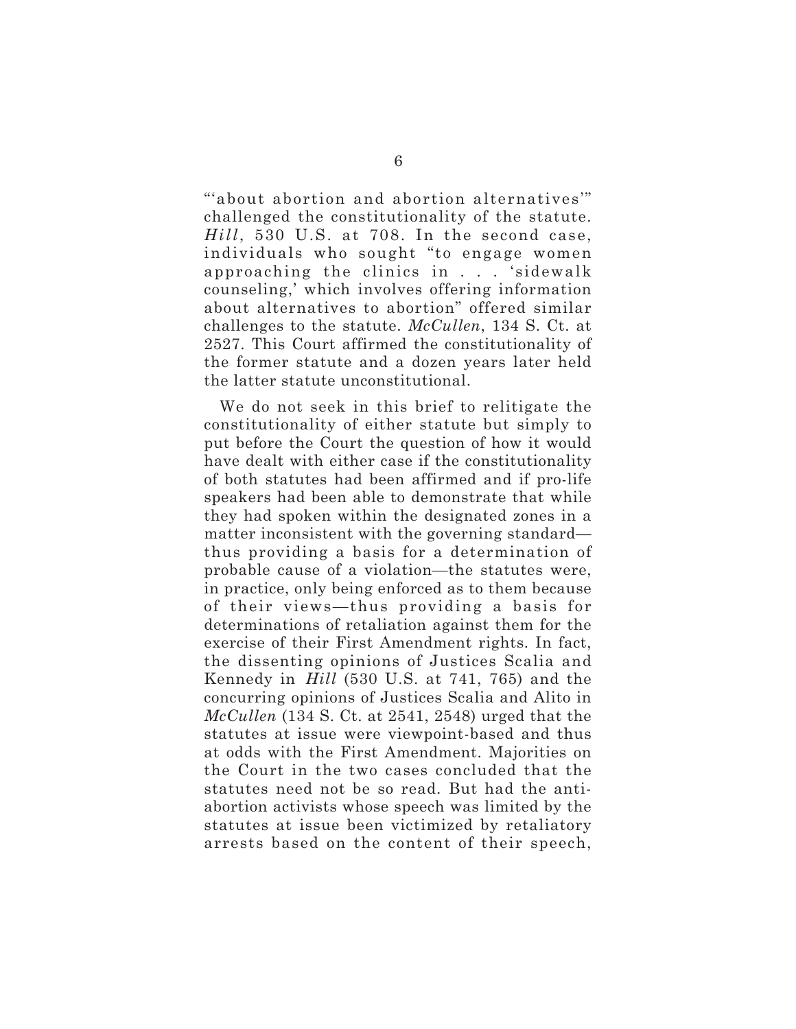"'about abortion and abortion alternatives'" challenged the constitutionality of the statute. *Hill*, 530 U.S. at 708. In the second case, individuals who sought "to engage women approaching the clinics in . . . 'sidewalk counseling,' which involves offering information about alternatives to abortion" offered similar challenges to the statute. *McCullen*, 134 S. Ct. at 2527. This Court affirmed the constitutionality of the former statute and a dozen years later held the latter statute unconstitutional.

We do not seek in this brief to relitigate the constitutionality of either statute but simply to put before the Court the question of how it would have dealt with either case if the constitutionality of both statutes had been affirmed and if pro-life speakers had been able to demonstrate that while they had spoken within the designated zones in a matter inconsistent with the governing standard—thus providing a basis for a determination of probable cause of a violation—the statutes were, in practice, only being enforced as to them because of their views—thus providing a basis for determinations of retaliation against them for the exercise of their First Amendment rights. In fact, the dissenting opinions of Justices Scalia and Kennedy in *Hill* (530 U.S. at 741, 765) and the concurring opinions of Justices Scalia and Alito in *McCullen* (134 S. Ct. at 2541, 2548) urged that the statutes at issue were viewpoint-based and thus at odds with the First Amendment. Majorities on the Court in the two cases concluded that the statutes need not be so read. But had the anti-abortion activists whose speech was limited by the statutes at issue been victimized by retaliatory arrests based on the content of their speech,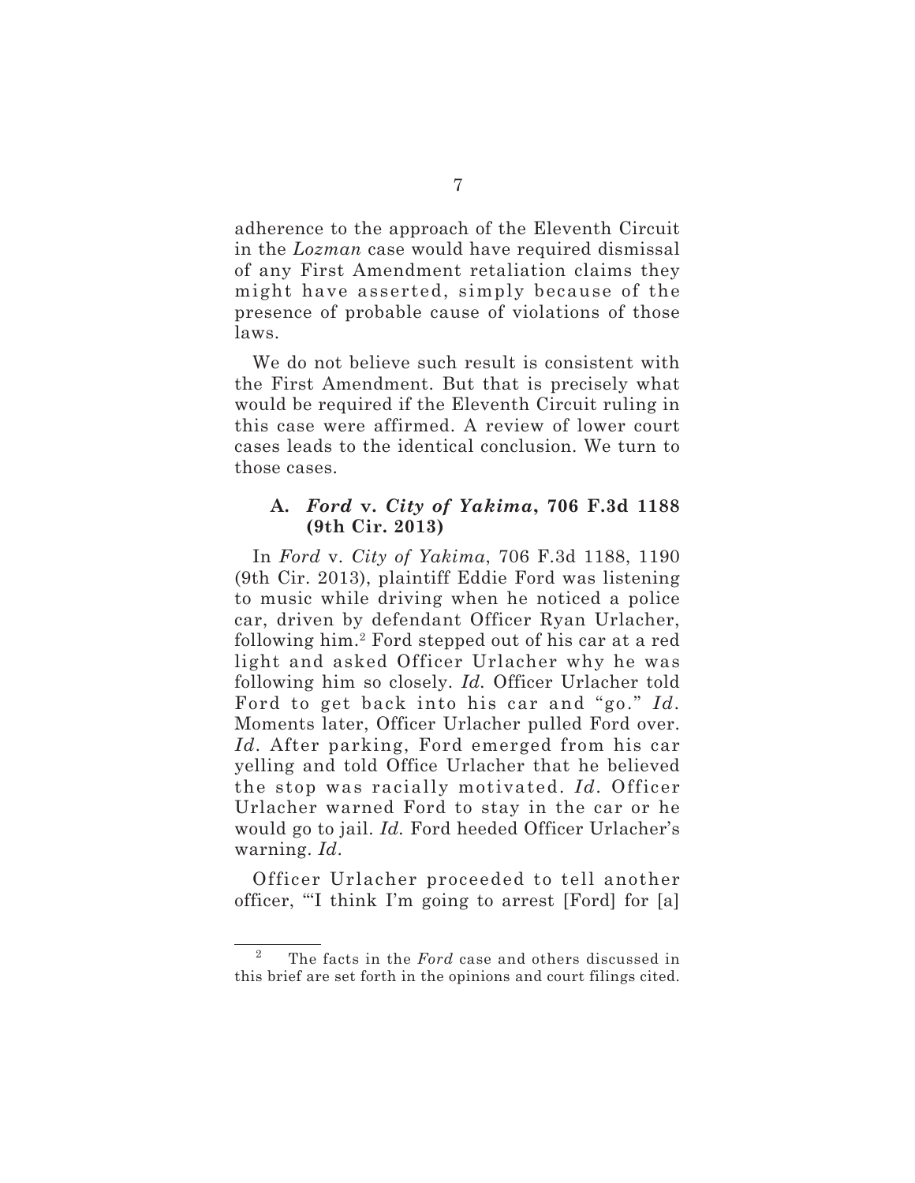adherence to the approach of the Eleventh Circuit in the *Lozman* case would have required dismissal of any First Amendment retaliation claims they might have asserted, simply because of the presence of probable cause of violations of those laws.

We do not believe such result is consistent with the First Amendment. But that is precisely what would be required if the Eleventh Circuit ruling in this case were affirmed. A review of lower court cases leads to the identical conclusion. We turn to those cases.

### A. *Ford* v. *City of Yakima*, 706 F.3d 1188 (9th Cir. 2013)

In *Ford* v. *City of Yakima*, 706 F.3d 1188, 1190 (9th Cir. 2013), plaintiff Eddie Ford was listening to music while driving when he noticed a police car, driven by defendant Officer Ryan Urlacher, following him.[2] Ford stepped out of his car at a red light and asked Officer Urlacher why he was following him so closely. *Id.* Officer Urlacher told Ford to get back into his car and "go." *Id*. Moments later, Officer Urlacher pulled Ford over. *Id*. After parking, Ford emerged from his car yelling and told Office Urlacher that he believed the stop was racially motivated. *Id*. Officer Urlacher warned Ford to stay in the car or he would go to jail. *Id.* Ford heeded Officer Urlacher's warning. *Id*.

Officer Urlacher proceeded to tell another officer, "'I think I'm going to arrest [Ford] for [a]

---

[2] The facts in the *Ford* case and others discussed in this brief are set forth in the opinions and court filings cited.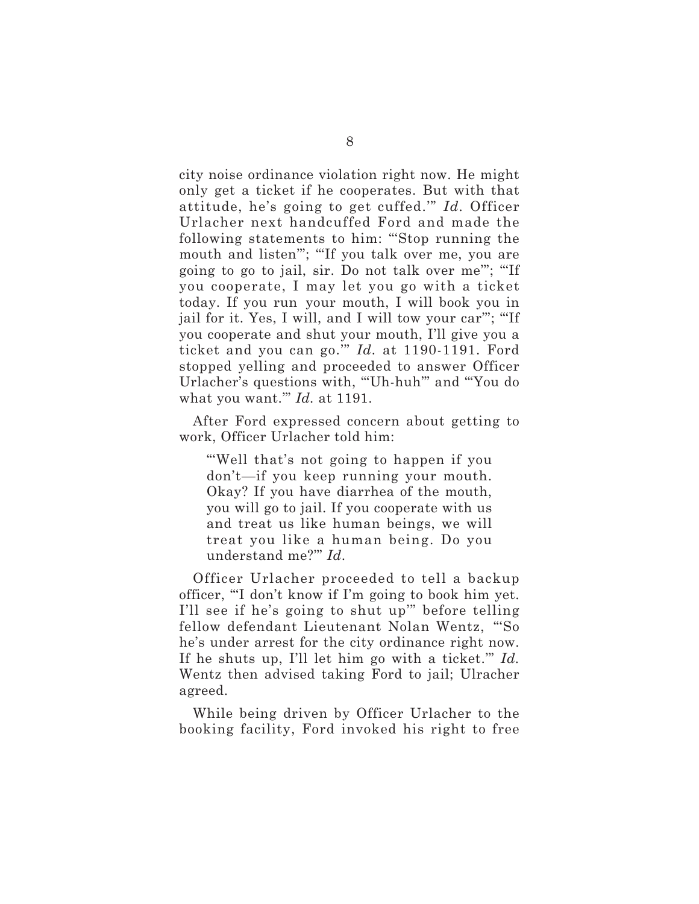city noise ordinance violation right now. He might only get a ticket if he cooperates. But with that attitude, he's going to get cuffed.'" *Id.* Officer Urlacher next handcuffed Ford and made the following statements to him: "'Stop running the mouth and listen'"; "'If you talk over me, you are going to go to jail, sir. Do not talk over me'"; "'If you cooperate, I may let you go with a ticket today. If you run your mouth, I will book you in jail for it. Yes, I will, and I will tow your car'"; "'If you cooperate and shut your mouth, I'll give you a ticket and you can go.'" *Id.* at 1190-1191. Ford stopped yelling and proceeded to answer Officer Urlacher's questions with, "'Uh-huh'" and "'You do what you want.'" *Id.* at 1191.

After Ford expressed concern about getting to work, Officer Urlacher told him:

> "'Well that's not going to happen if you don't—if you keep running your mouth. Okay? If you have diarrhea of the mouth, you will go to jail. If you cooperate with us and treat us like human beings, we will treat you like a human being. Do you understand me?'" *Id.*

Officer Urlacher proceeded to tell a backup officer, "'I don't know if I'm going to book him yet. I'll see if he's going to shut up'" before telling fellow defendant Lieutenant Nolan Wentz, "'So he's under arrest for the city ordinance right now. If he shuts up, I'll let him go with a ticket.'" *Id.* Wentz then advised taking Ford to jail; Ulracher agreed.

While being driven by Officer Urlacher to the booking facility, Ford invoked his right to free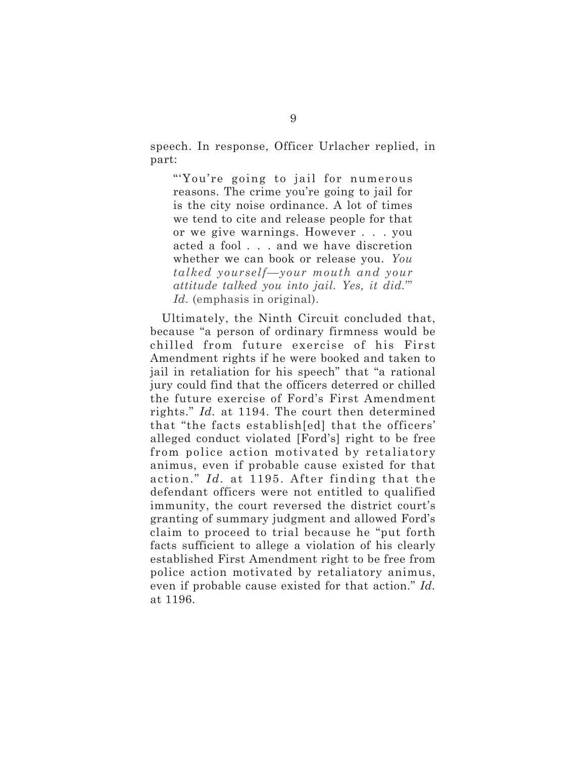speech. In response, Officer Urlacher replied, in part:

> "'You're going to jail for numerous reasons. The crime you're going to jail for is the city noise ordinance. A lot of times we tend to cite and release people for that or we give warnings. However . . . you acted a fool . . . and we have discretion whether we can book or release you. *You talked yourself—your mouth and your attitude talked you into jail. Yes, it did.*'" *Id.* (emphasis in original).

Ultimately, the Ninth Circuit concluded that, because "a person of ordinary firmness would be chilled from future exercise of his First Amendment rights if he were booked and taken to jail in retaliation for his speech" that "a rational jury could find that the officers deterred or chilled the future exercise of Ford's First Amendment rights." *Id.* at 1194. The court then determined that "the facts establish[ed] that the officers' alleged conduct violated [Ford's] right to be free from police action motivated by retaliatory animus, even if probable cause existed for that action." *Id.* at 1195. After finding that the defendant officers were not entitled to qualified immunity, the court reversed the district court's granting of summary judgment and allowed Ford's claim to proceed to trial because he "put forth facts sufficient to allege a violation of his clearly established First Amendment right to be free from police action motivated by retaliatory animus, even if probable cause existed for that action." *Id.* at 1196.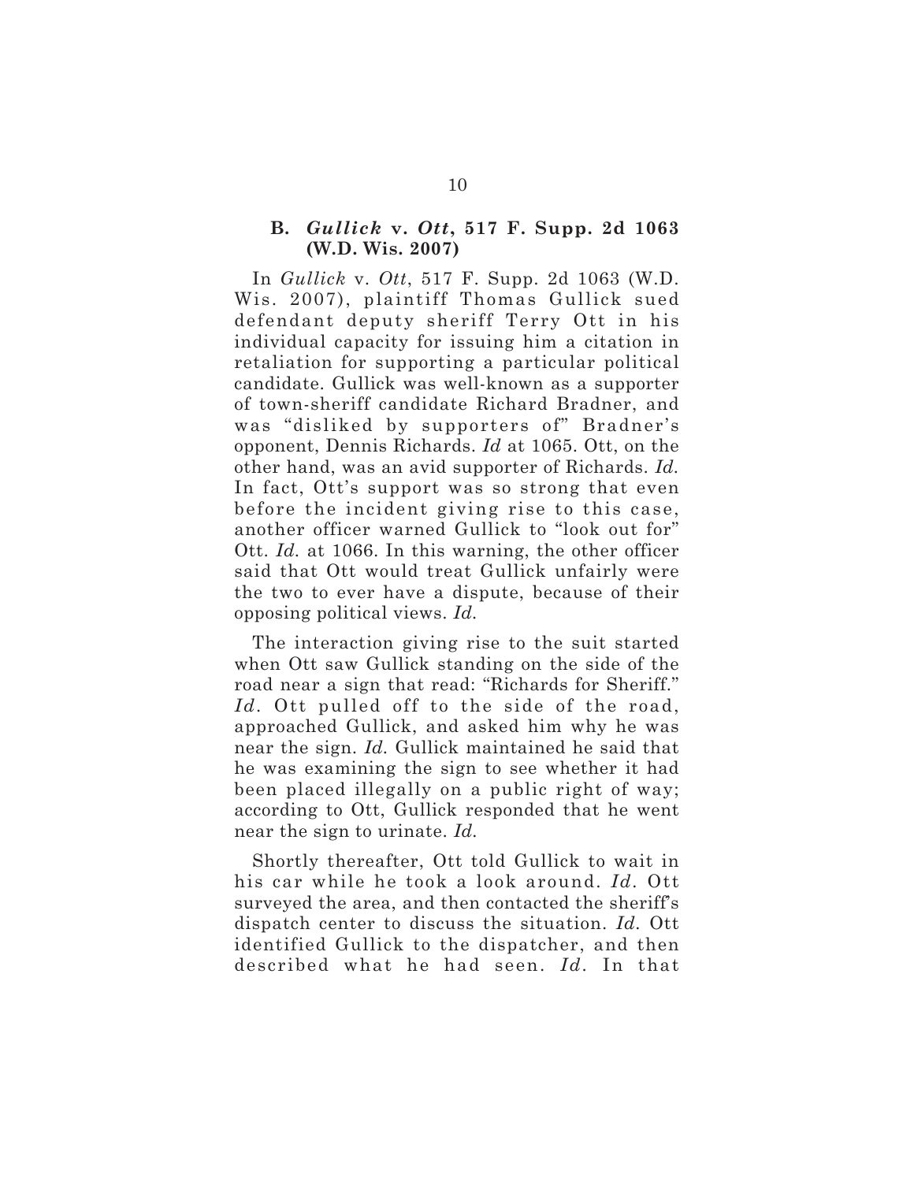### B. *Gullick* v. *Ott*, 517 F. Supp. 2d 1063 (W.D. Wis. 2007)

In *Gullick* v. *Ott*, 517 F. Supp. 2d 1063 (W.D. Wis. 2007), plaintiff Thomas Gullick sued defendant deputy sheriff Terry Ott in his individual capacity for issuing him a citation in retaliation for supporting a particular political candidate. Gullick was well-known as a supporter of town-sheriff candidate Richard Bradner, and was "disliked by supporters of" Bradner's opponent, Dennis Richards. *Id* at 1065. Ott, on the other hand, was an avid supporter of Richards. *Id.* In fact, Ott's support was so strong that even before the incident giving rise to this case, another officer warned Gullick to "look out for" Ott. *Id.* at 1066. In this warning, the other officer said that Ott would treat Gullick unfairly were the two to ever have a dispute, because of their opposing political views. *Id.*

The interaction giving rise to the suit started when Ott saw Gullick standing on the side of the road near a sign that read: "Richards for Sheriff." *Id*. Ott pulled off to the side of the road, approached Gullick, and asked him why he was near the sign. *Id.* Gullick maintained he said that he was examining the sign to see whether it had been placed illegally on a public right of way; according to Ott, Gullick responded that he went near the sign to urinate. *Id.*

Shortly thereafter, Ott told Gullick to wait in his car while he took a look around. *Id*. Ott surveyed the area, and then contacted the sheriff's dispatch center to discuss the situation. *Id.* Ott identified Gullick to the dispatcher, and then described what he had seen. *Id*. In that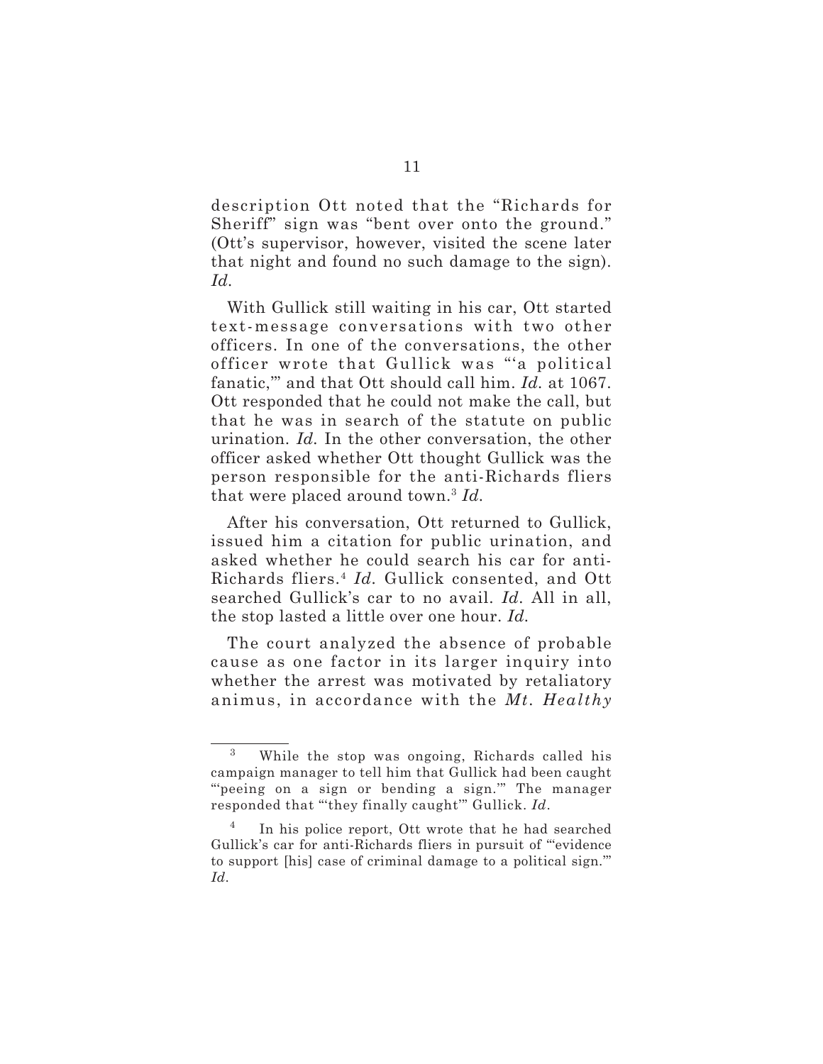description Ott noted that the "Richards for Sheriff" sign was "bent over onto the ground." (Ott's supervisor, however, visited the scene later that night and found no such damage to the sign). *Id.*

With Gullick still waiting in his car, Ott started text-message conversations with two other officers. In one of the conversations, the other officer wrote that Gullick was "'a political fanatic,'" and that Ott should call him. *Id.* at 1067. Ott responded that he could not make the call, but that he was in search of the statute on public urination. *Id.* In the other conversation, the other officer asked whether Ott thought Gullick was the person responsible for the anti-Richards fliers that were placed around town.[3] *Id.*

After his conversation, Ott returned to Gullick, issued him a citation for public urination, and asked whether he could search his car for anti-Richards fliers.[4] *Id.* Gullick consented, and Ott searched Gullick's car to no avail. *Id.* All in all, the stop lasted a little over one hour. *Id.*

The court analyzed the absence of probable cause as one factor in its larger inquiry into whether the arrest was motivated by retaliatory animus, in accordance with the *Mt. Healthy*

---

[3] While the stop was ongoing, Richards called his campaign manager to tell him that Gullick had been caught "'peeing on a sign or bending a sign.'" The manager responded that "'they finally caught'" Gullick. *Id.*

[4] In his police report, Ott wrote that he had searched Gullick's car for anti-Richards fliers in pursuit of "'evidence to support [his] case of criminal damage to a political sign.'" *Id.*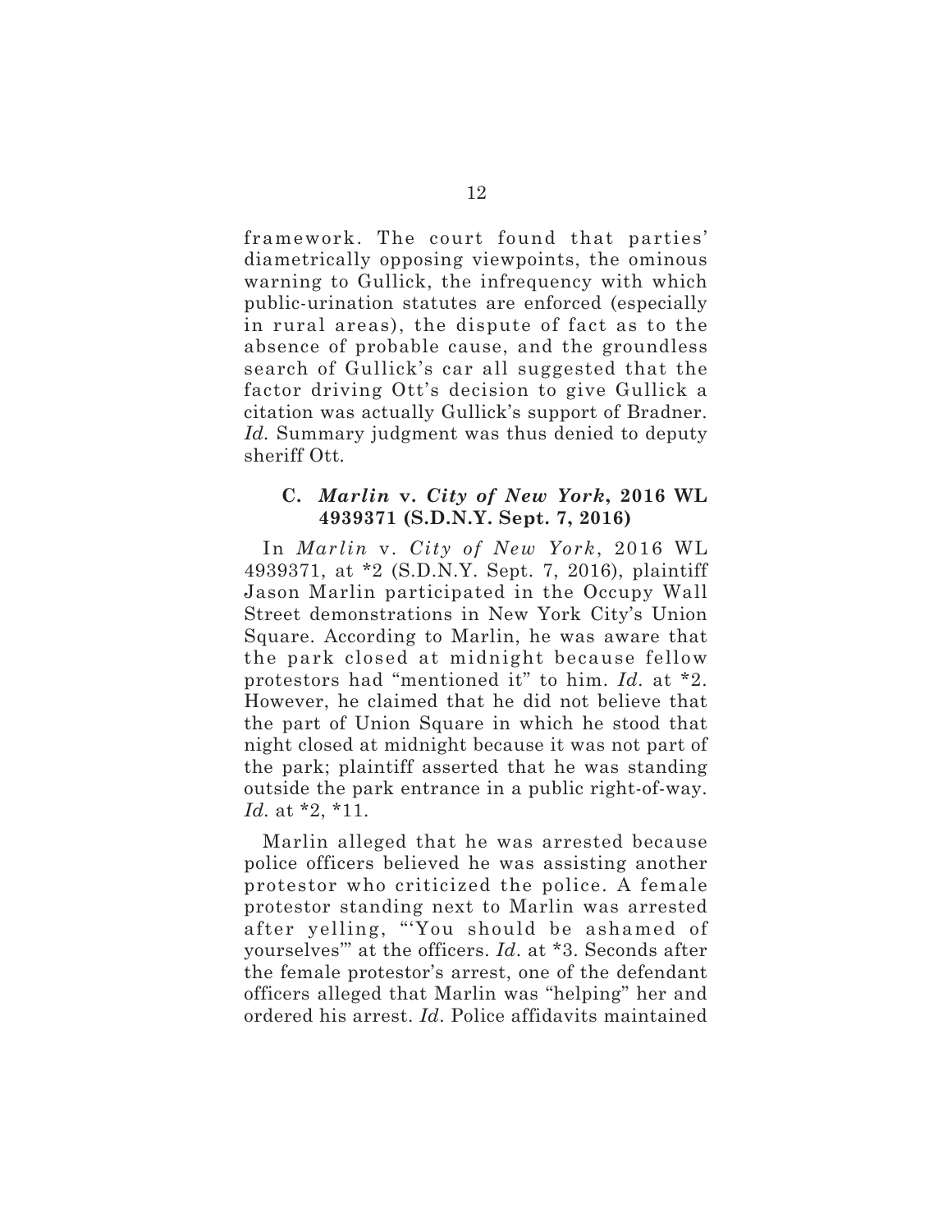framework. The court found that parties' diametrically opposing viewpoints, the ominous warning to Gullick, the infrequency with which public-urination statutes are enforced (especially in rural areas), the dispute of fact as to the absence of probable cause, and the groundless search of Gullick's car all suggested that the factor driving Ott's decision to give Gullick a citation was actually Gullick's support of Bradner. *Id.* Summary judgment was thus denied to deputy sheriff Ott.

### C. *Marlin* v. *City of New York*, 2016 WL 4939371 (S.D.N.Y. Sept. 7, 2016)

In *Marlin* v. *City of New York*, 2016 WL 4939371, at *2 (S.D.N.Y. Sept. 7, 2016), plaintiff Jason Marlin participated in the Occupy Wall Street demonstrations in New York City's Union Square. According to Marlin, he was aware that the park closed at midnight because fellow protestors had "mentioned it" to him. *Id.* at *2. However, he claimed that he did not believe that the part of Union Square in which he stood that night closed at midnight because it was not part of the park; plaintiff asserted that he was standing outside the park entrance in a public right-of-way. *Id.* at *2, *11.

Marlin alleged that he was arrested because police officers believed he was assisting another protestor who criticized the police. A female protestor standing next to Marlin was arrested after yelling, "'You should be ashamed of yourselves'" at the officers. *Id.* at *3. Seconds after the female protestor's arrest, one of the defendant officers alleged that Marlin was "helping" her and ordered his arrest. *Id.* Police affidavits maintained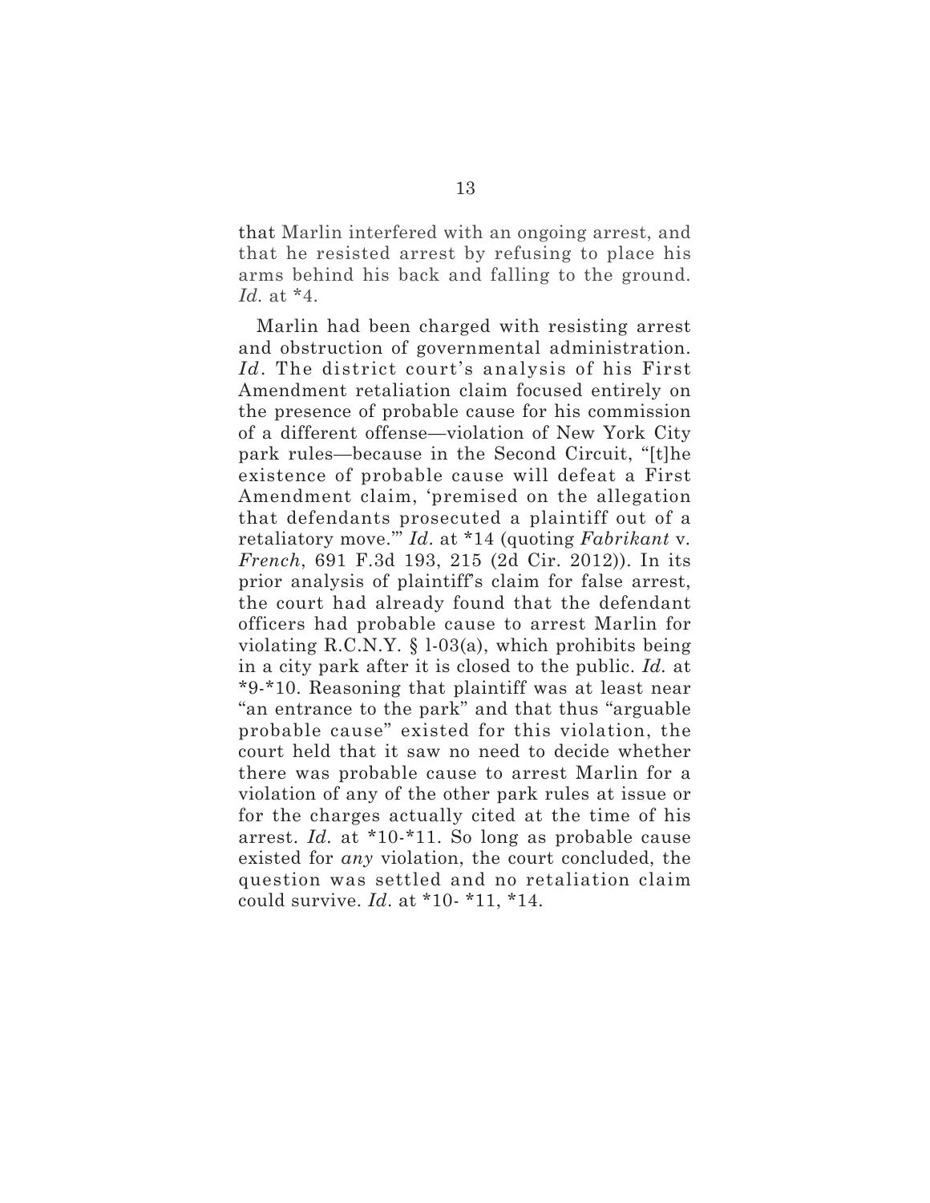that Marlin interfered with an ongoing arrest, and that he resisted arrest by refusing to place his arms behind his back and falling to the ground. *Id.* at *4.

Marlin had been charged with resisting arrest and obstruction of governmental administration. *Id*. The district court's analysis of his First Amendment retaliation claim focused entirely on the presence of probable cause for his commission of a different offense—violation of New York City park rules—because in the Second Circuit, "[t]he existence of probable cause will defeat a First Amendment claim, 'premised on the allegation that defendants prosecuted a plaintiff out of a retaliatory move.'" *Id*. at *14 (quoting *Fabrikant* v. *French*, 691 F.3d 193, 215 (2d Cir. 2012)). In its prior analysis of plaintiff's claim for false arrest, the court had already found that the defendant officers had probable cause to arrest Marlin for violating R.C.N.Y. § 1-03(a), which prohibits being in a city park after it is closed to the public. *Id.* at *9-*10. Reasoning that plaintiff was at least near "an entrance to the park" and that thus "arguable probable cause" existed for this violation, the court held that it saw no need to decide whether there was probable cause to arrest Marlin for a violation of any of the other park rules at issue or for the charges actually cited at the time of his arrest. *Id.* at *10-*11. So long as probable cause existed for *any* violation, the court concluded, the question was settled and no retaliation claim could survive. *Id*. at *10- *11, *14.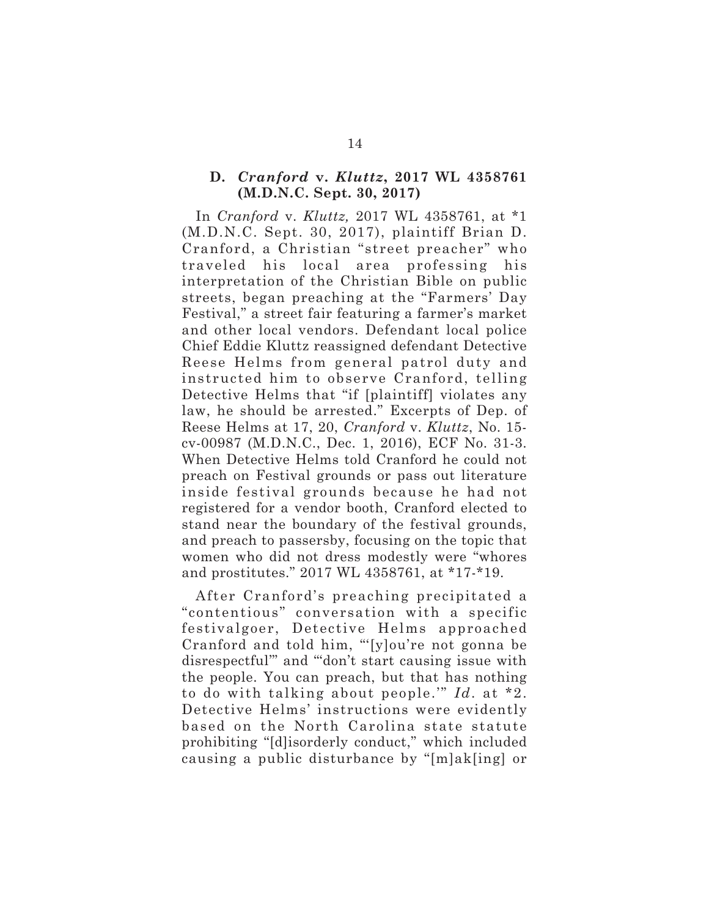### D. *Cranford* v. *Kluttz*, 2017 WL 4358761 (M.D.N.C. Sept. 30, 2017)

In *Cranford* v. *Kluttz,* 2017 WL 4358761, at *1 (M.D.N.C. Sept. 30, 2017), plaintiff Brian D. Cranford, a Christian "street preacher" who traveled his local area professing his interpretation of the Christian Bible on public streets, began preaching at the "Farmers' Day Festival," a street fair featuring a farmer's market and other local vendors. Defendant local police Chief Eddie Kluttz reassigned defendant Detective Reese Helms from general patrol duty and instructed him to observe Cranford, telling Detective Helms that "if [plaintiff] violates any law, he should be arrested." Excerpts of Dep. of Reese Helms at 17, 20, *Cranford* v. *Kluttz*, No. 15-cv-00987 (M.D.N.C., Dec. 1, 2016), ECF No. 31-3. When Detective Helms told Cranford he could not preach on Festival grounds or pass out literature inside festival grounds because he had not registered for a vendor booth, Cranford elected to stand near the boundary of the festival grounds, and preach to passersby, focusing on the topic that women who did not dress modestly were "whores and prostitutes." 2017 WL 4358761, at *17-*19.

After Cranford's preaching precipitated a "contentious" conversation with a specific festivalgoer, Detective Helms approached Cranford and told him, "'[y]ou're not gonna be disrespectful'" and "'don't start causing issue with the people. You can preach, but that has nothing to do with talking about people.'" *Id*. at *2. Detective Helms' instructions were evidently based on the North Carolina state statute prohibiting "[d]isorderly conduct," which included causing a public disturbance by "[m]ak[ing] or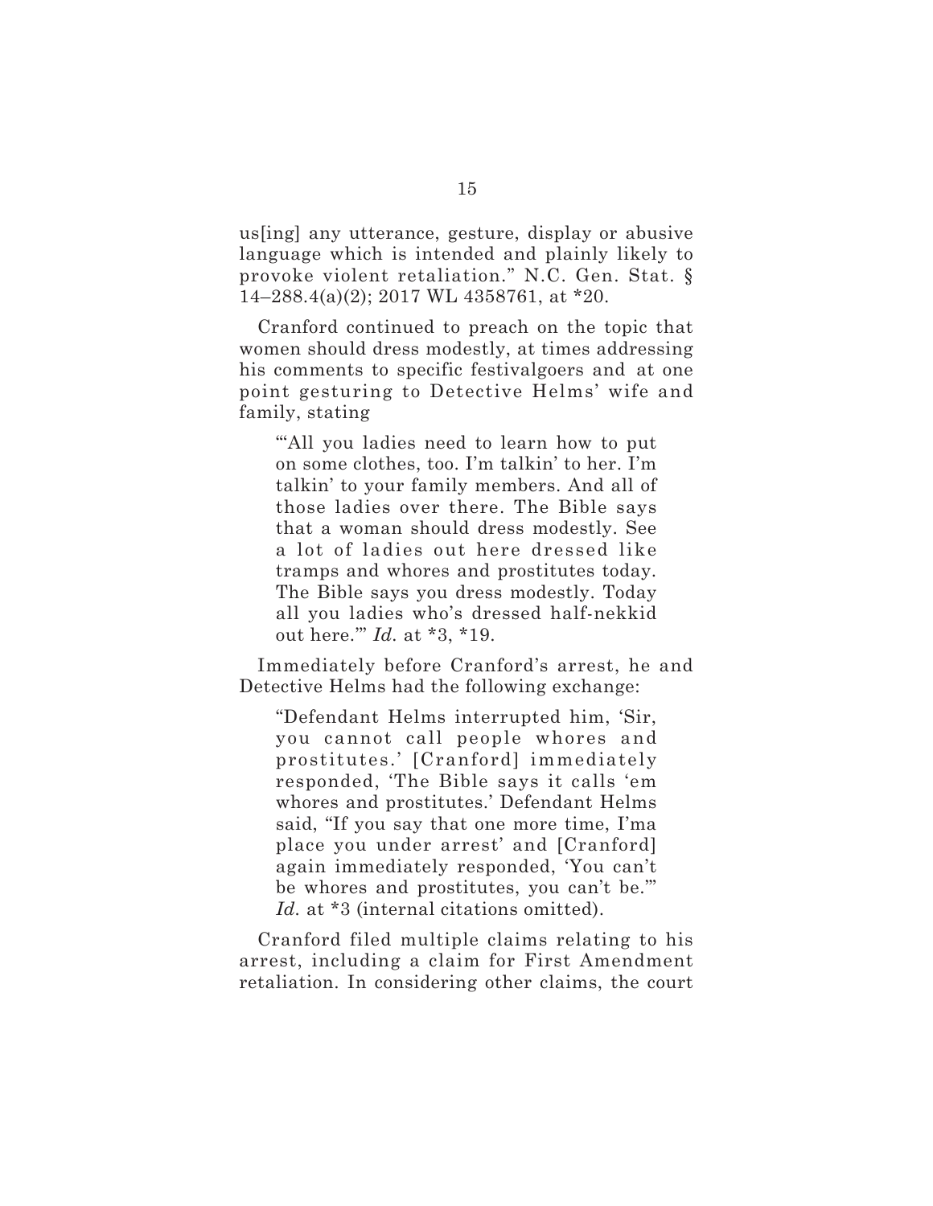us[ing] any utterance, gesture, display or abusive language which is intended and plainly likely to provoke violent retaliation." N.C. Gen. Stat. § 14–288.4(a)(2); 2017 WL 4358761, at *20.

Cranford continued to preach on the topic that women should dress modestly, at times addressing his comments to specific festivalgoers and at one point gesturing to Detective Helms' wife and family, stating

> "'All you ladies need to learn how to put on some clothes, too. I'm talkin' to her. I'm talkin' to your family members. And all of those ladies over there. The Bible says that a woman should dress modestly. See a lot of ladies out here dressed like tramps and whores and prostitutes today. The Bible says you dress modestly. Today all you ladies who's dressed half-nekkid out here.'" *Id.* at *3, *19.

Immediately before Cranford's arrest, he and Detective Helms had the following exchange:

> "Defendant Helms interrupted him, 'Sir, you cannot call people whores and prostitutes.' [Cranford] immediately responded, 'The Bible says it calls 'em whores and prostitutes.' Defendant Helms said, "If you say that one more time, I'ma place you under arrest' and [Cranford] again immediately responded, 'You can't be whores and prostitutes, you can't be.'" *Id.* at *3 (internal citations omitted).

Cranford filed multiple claims relating to his arrest, including a claim for First Amendment retaliation. In considering other claims, the court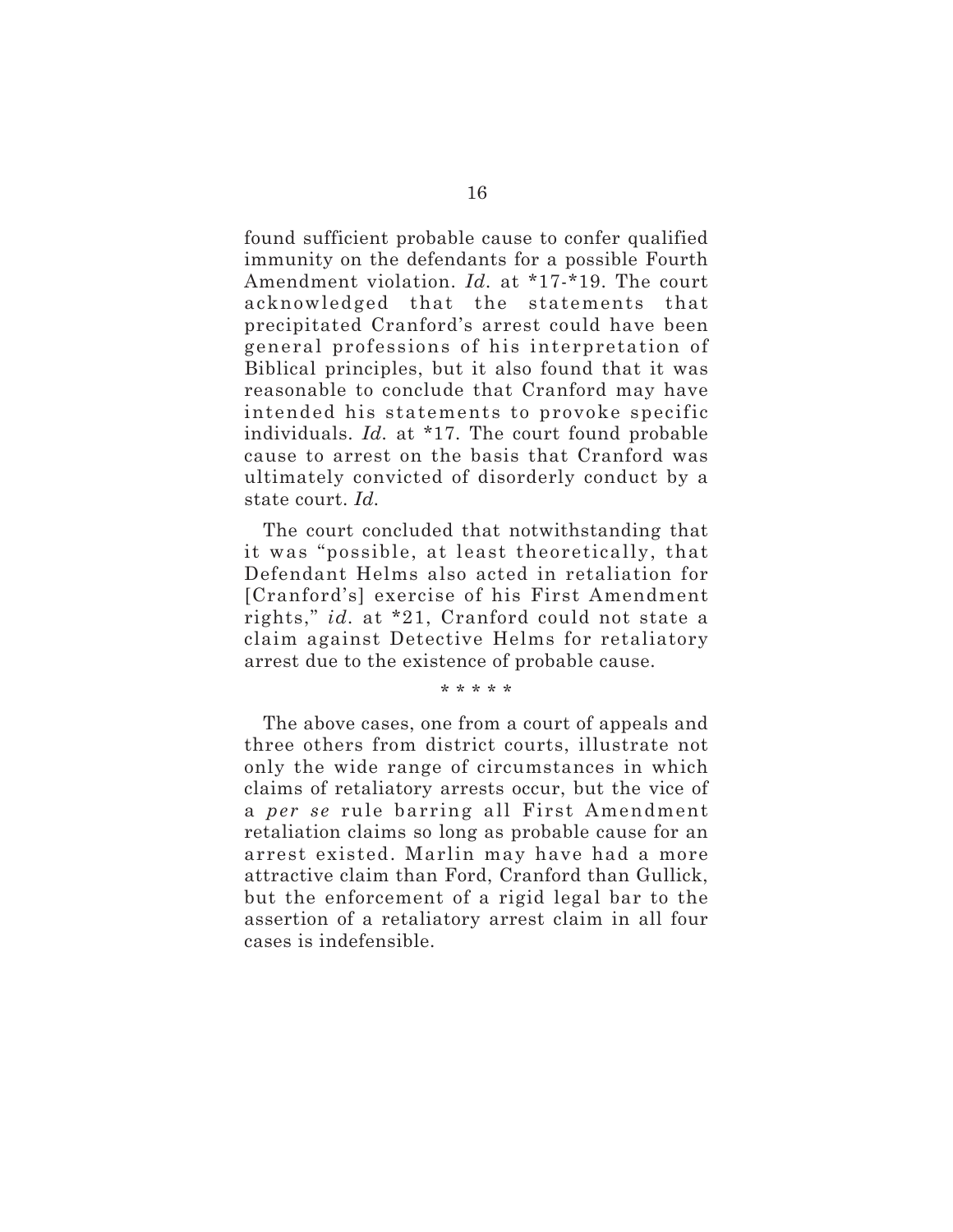found sufficient probable cause to confer qualified immunity on the defendants for a possible Fourth Amendment violation. *Id.* at *17-*19. The court acknowledged that the statements that precipitated Cranford's arrest could have been general professions of his interpretation of Biblical principles, but it also found that it was reasonable to conclude that Cranford may have intended his statements to provoke specific individuals. *Id.* at *17. The court found probable cause to arrest on the basis that Cranford was ultimately convicted of disorderly conduct by a state court. *Id.*

The court concluded that notwithstanding that it was "possible, at least theoretically, that Defendant Helms also acted in retaliation for [Cranford's] exercise of his First Amendment rights," *id.* at *21, Cranford could not state a claim against Detective Helms for retaliatory arrest due to the existence of probable cause.

\* \* \* \* \*

The above cases, one from a court of appeals and three others from district courts, illustrate not only the wide range of circumstances in which claims of retaliatory arrests occur, but the vice of a *per se* rule barring all First Amendment retaliation claims so long as probable cause for an arrest existed. Marlin may have had a more attractive claim than Ford, Cranford than Gullick, but the enforcement of a rigid legal bar to the assertion of a retaliatory arrest claim in all four cases is indefensible.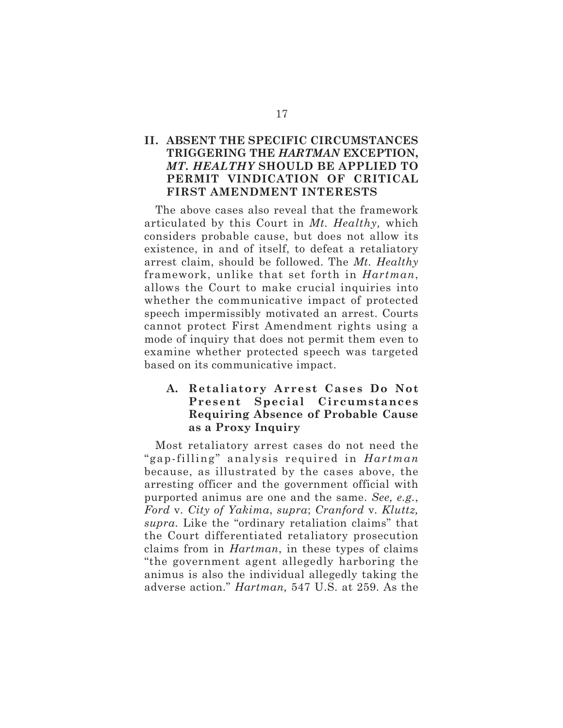## II. ABSENT THE SPECIFIC CIRCUMSTANCES TRIGGERING THE *HARTMAN* EXCEPTION, *MT. HEALTHY* SHOULD BE APPLIED TO PERMIT VINDICATION OF CRITICAL FIRST AMENDMENT INTERESTS

The above cases also reveal that the framework articulated by this Court in *Mt. Healthy,* which considers probable cause, but does not allow its existence, in and of itself, to defeat a retaliatory arrest claim, should be followed. The *Mt. Healthy* framework, unlike that set forth in *Hartman*, allows the Court to make crucial inquiries into whether the communicative impact of protected speech impermissibly motivated an arrest. Courts cannot protect First Amendment rights using a mode of inquiry that does not permit them even to examine whether protected speech was targeted based on its communicative impact.

### A. Retaliatory Arrest Cases Do Not Present Special Circumstances Requiring Absence of Probable Cause as a Proxy Inquiry

Most retaliatory arrest cases do not need the "gap-filling" analysis required in *Hartman* because, as illustrated by the cases above, the arresting officer and the government official with purported animus are one and the same. *See, e.g.*, *Ford* v. *City of Yakima*, *supra*; *Cranford* v. *Kluttz, supra*. Like the "ordinary retaliation claims" that the Court differentiated retaliatory prosecution claims from in *Hartman*, in these types of claims "the government agent allegedly harboring the animus is also the individual allegedly taking the adverse action." *Hartman,* 547 U.S. at 259. As the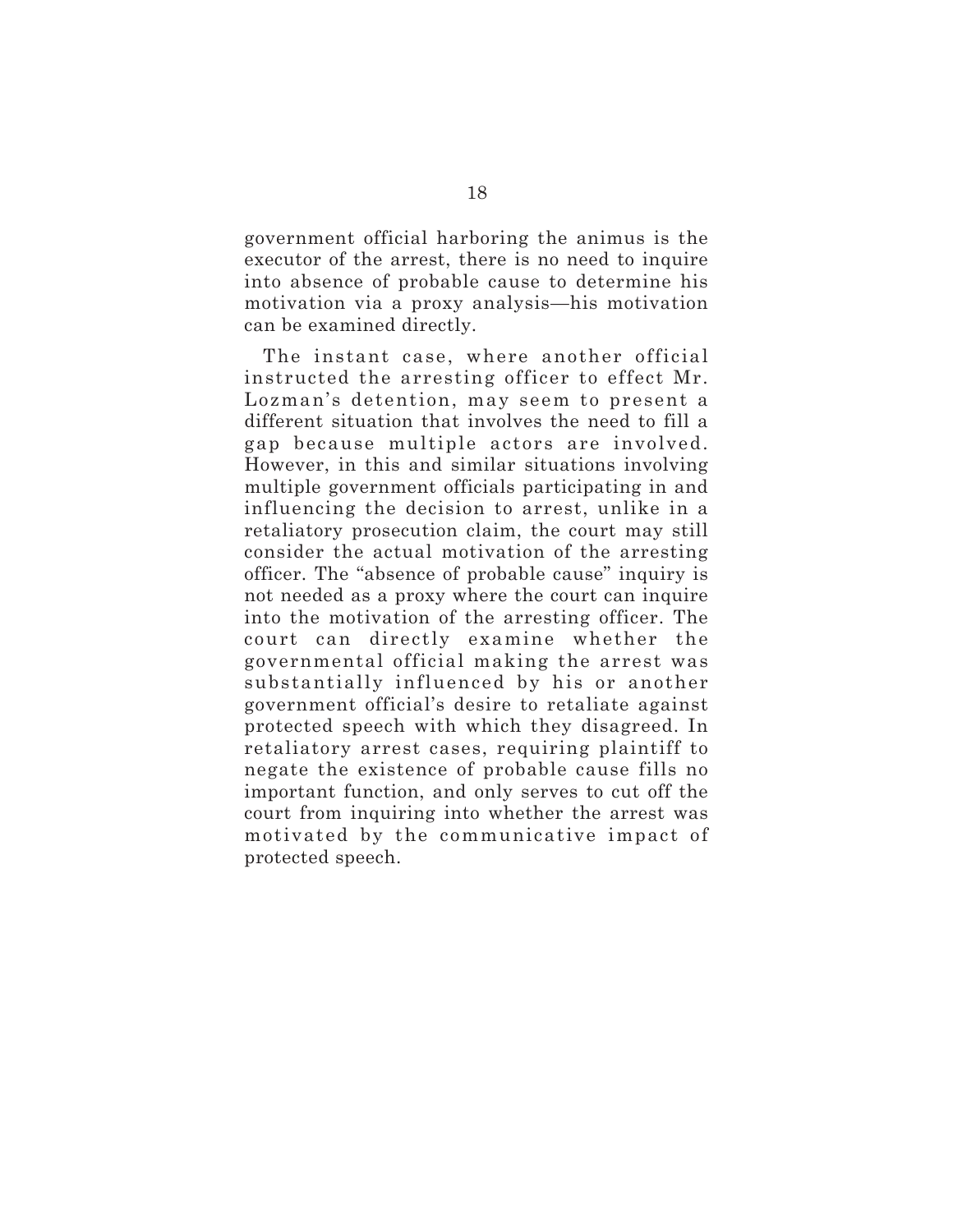government official harboring the animus is the executor of the arrest, there is no need to inquire into absence of probable cause to determine his motivation via a proxy analysis—his motivation can be examined directly.

The instant case, where another official instructed the arresting officer to effect Mr. Lozman's detention, may seem to present a different situation that involves the need to fill a gap because multiple actors are involved. However, in this and similar situations involving multiple government officials participating in and influencing the decision to arrest, unlike in a retaliatory prosecution claim, the court may still consider the actual motivation of the arresting officer. The "absence of probable cause" inquiry is not needed as a proxy where the court can inquire into the motivation of the arresting officer. The court can directly examine whether the governmental official making the arrest was substantially influenced by his or another government official's desire to retaliate against protected speech with which they disagreed. In retaliatory arrest cases, requiring plaintiff to negate the existence of probable cause fills no important function, and only serves to cut off the court from inquiring into whether the arrest was motivated by the communicative impact of protected speech.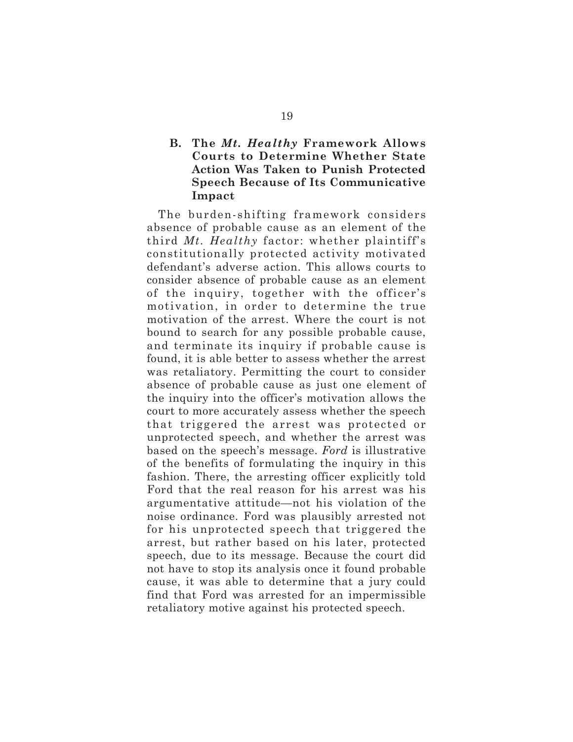### B. The *Mt. Healthy* Framework Allows Courts to Determine Whether State Action Was Taken to Punish Protected Speech Because of Its Communicative Impact

The burden-shifting framework considers absence of probable cause as an element of the third *Mt. Healthy* factor: whether plaintiff's constitutionally protected activity motivated defendant's adverse action. This allows courts to consider absence of probable cause as an element of the inquiry, together with the officer's motivation, in order to determine the true motivation of the arrest. Where the court is not bound to search for any possible probable cause, and terminate its inquiry if probable cause is found, it is able better to assess whether the arrest was retaliatory. Permitting the court to consider absence of probable cause as just one element of the inquiry into the officer's motivation allows the court to more accurately assess whether the speech that triggered the arrest was protected or unprotected speech, and whether the arrest was based on the speech's message. *Ford* is illustrative of the benefits of formulating the inquiry in this fashion. There, the arresting officer explicitly told Ford that the real reason for his arrest was his argumentative attitude—not his violation of the noise ordinance. Ford was plausibly arrested not for his unprotected speech that triggered the arrest, but rather based on his later, protected speech, due to its message. Because the court did not have to stop its analysis once it found probable cause, it was able to determine that a jury could find that Ford was arrested for an impermissible retaliatory motive against his protected speech.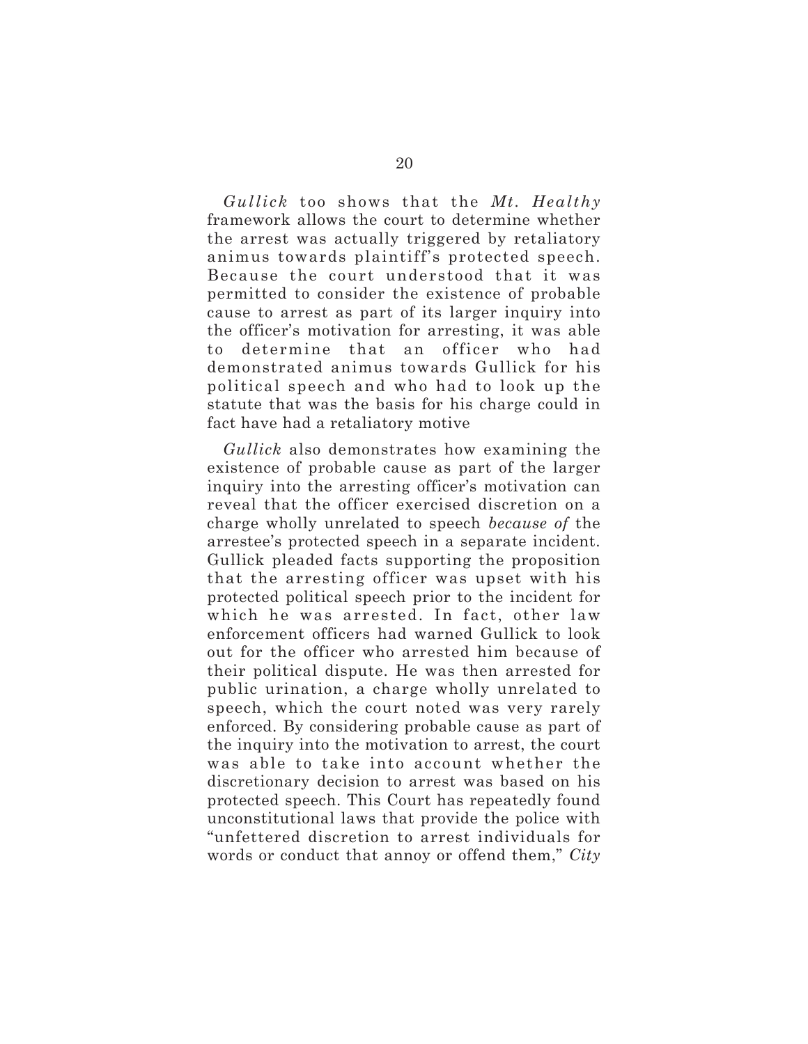*Gullick* too shows that the *Mt. Healthy* framework allows the court to determine whether the arrest was actually triggered by retaliatory animus towards plaintiff's protected speech. Because the court understood that it was permitted to consider the existence of probable cause to arrest as part of its larger inquiry into the officer's motivation for arresting, it was able to determine that an officer who had demonstrated animus towards Gullick for his political speech and who had to look up the statute that was the basis for his charge could in fact have had a retaliatory motive

*Gullick* also demonstrates how examining the existence of probable cause as part of the larger inquiry into the arresting officer's motivation can reveal that the officer exercised discretion on a charge wholly unrelated to speech *because of* the arrestee's protected speech in a separate incident. Gullick pleaded facts supporting the proposition that the arresting officer was upset with his protected political speech prior to the incident for which he was arrested. In fact, other law enforcement officers had warned Gullick to look out for the officer who arrested him because of their political dispute. He was then arrested for public urination, a charge wholly unrelated to speech, which the court noted was very rarely enforced. By considering probable cause as part of the inquiry into the motivation to arrest, the court was able to take into account whether the discretionary decision to arrest was based on his protected speech. This Court has repeatedly found unconstitutional laws that provide the police with "unfettered discretion to arrest individuals for words or conduct that annoy or offend them," *City*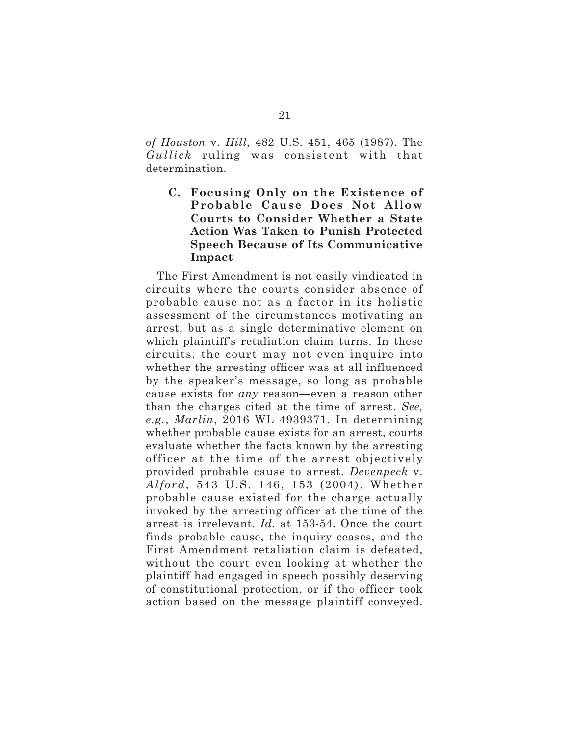*of Houston* v. *Hill*, 482 U.S. 451, 465 (1987). The *Gullick* ruling was consistent with that determination.

### C. Focusing Only on the Existence of Probable Cause Does Not Allow Courts to Consider Whether a State Action Was Taken to Punish Protected Speech Because of Its Communicative Impact

The First Amendment is not easily vindicated in circuits where the courts consider absence of probable cause not as a factor in its holistic assessment of the circumstances motivating an arrest, but as a single determinative element on which plaintiff's retaliation claim turns. In these circuits, the court may not even inquire into whether the arresting officer was at all influenced by the speaker's message, so long as probable cause exists for *any* reason—even a reason other than the charges cited at the time of arrest. *See, e.g.*, *Marlin*, 2016 WL 4939371. In determining whether probable cause exists for an arrest, courts evaluate whether the facts known by the arresting officer at the time of the arrest objectively provided probable cause to arrest. *Devenpeck* v. *Alford*, 543 U.S. 146, 153 (2004). Whether probable cause existed for the charge actually invoked by the arresting officer at the time of the arrest is irrelevant. *Id.* at 153-54. Once the court finds probable cause, the inquiry ceases, and the First Amendment retaliation claim is defeated, without the court even looking at whether the plaintiff had engaged in speech possibly deserving of constitutional protection, or if the officer took action based on the message plaintiff conveyed.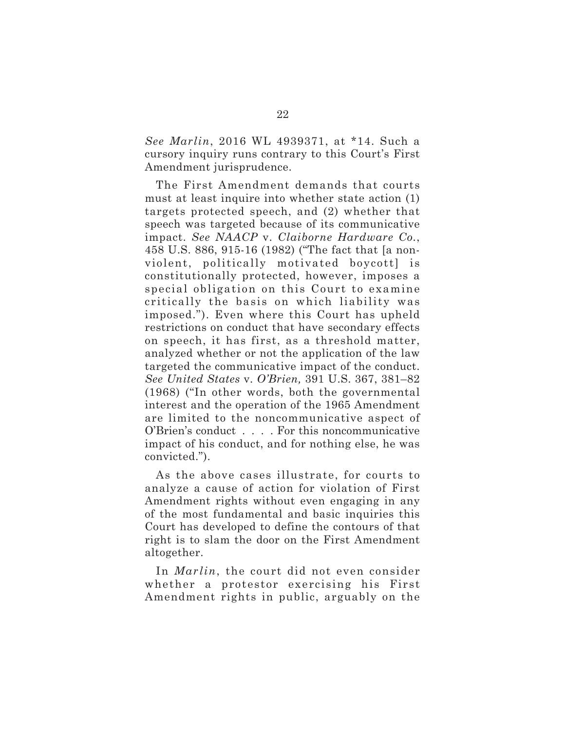*See Marlin*, 2016 WL 4939371, at *14. Such a cursory inquiry runs contrary to this Court's First Amendment jurisprudence.

The First Amendment demands that courts must at least inquire into whether state action (1) targets protected speech, and (2) whether that speech was targeted because of its communicative impact. *See NAACP* v. *Claiborne Hardware Co.*, 458 U.S. 886, 915-16 (1982) ("The fact that [a non-violent, politically motivated boycott] is constitutionally protected, however, imposes a special obligation on this Court to examine critically the basis on which liability was imposed."). Even where this Court has upheld restrictions on conduct that have secondary effects on speech, it has first, as a threshold matter, analyzed whether or not the application of the law targeted the communicative impact of the conduct. *See United States* v. *O'Brien,* 391 U.S. 367, 381–82 (1968) ("In other words, both the governmental interest and the operation of the 1965 Amendment are limited to the noncommunicative aspect of O'Brien's conduct . . . . For this noncommunicative impact of his conduct, and for nothing else, he was convicted.").

As the above cases illustrate, for courts to analyze a cause of action for violation of First Amendment rights without even engaging in any of the most fundamental and basic inquiries this Court has developed to define the contours of that right is to slam the door on the First Amendment altogether.

In *Marlin*, the court did not even consider whether a protestor exercising his First Amendment rights in public, arguably on the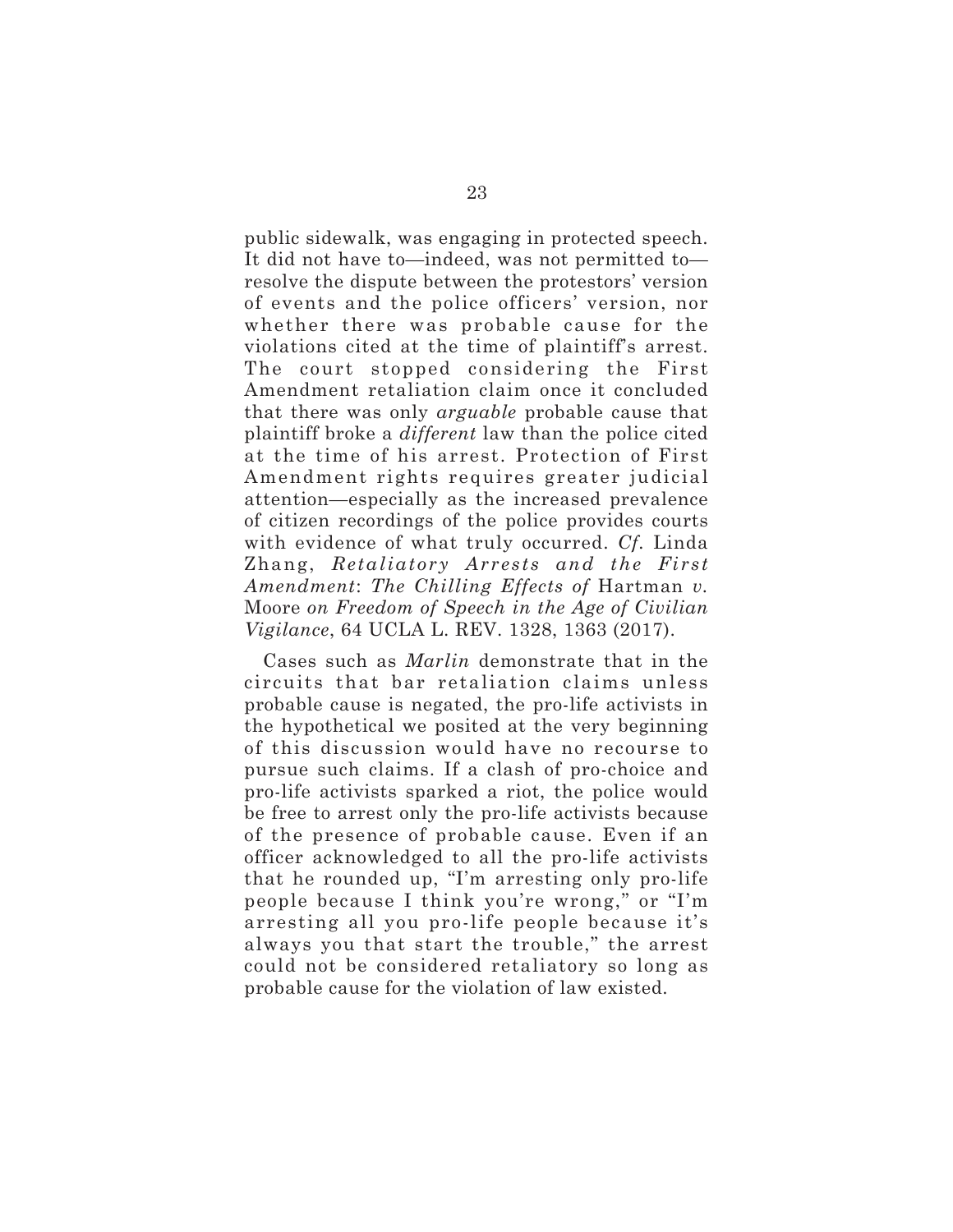public sidewalk, was engaging in protected speech. It did not have to—indeed, was not permitted to—resolve the dispute between the protestors' version of events and the police officers' version, nor whether there was probable cause for the violations cited at the time of plaintiff's arrest. The court stopped considering the First Amendment retaliation claim once it concluded that there was only *arguable* probable cause that plaintiff broke a *different* law than the police cited at the time of his arrest. Protection of First Amendment rights requires greater judicial attention—especially as the increased prevalence of citizen recordings of the police provides courts with evidence of what truly occurred. *Cf.* Linda Zhang, *Retaliatory Arrests and the First Amendment*: *The Chilling Effects of* Hartman *v.* Moore *on Freedom of Speech in the Age of Civilian Vigilance*, 64 UCLA L. REV. 1328, 1363 (2017).

Cases such as *Marlin* demonstrate that in the circuits that bar retaliation claims unless probable cause is negated, the pro-life activists in the hypothetical we posited at the very beginning of this discussion would have no recourse to pursue such claims. If a clash of pro-choice and pro-life activists sparked a riot, the police would be free to arrest only the pro-life activists because of the presence of probable cause. Even if an officer acknowledged to all the pro-life activists that he rounded up, "I'm arresting only pro-life people because I think you're wrong," or "I'm arresting all you pro-life people because it's always you that start the trouble," the arrest could not be considered retaliatory so long as probable cause for the violation of law existed.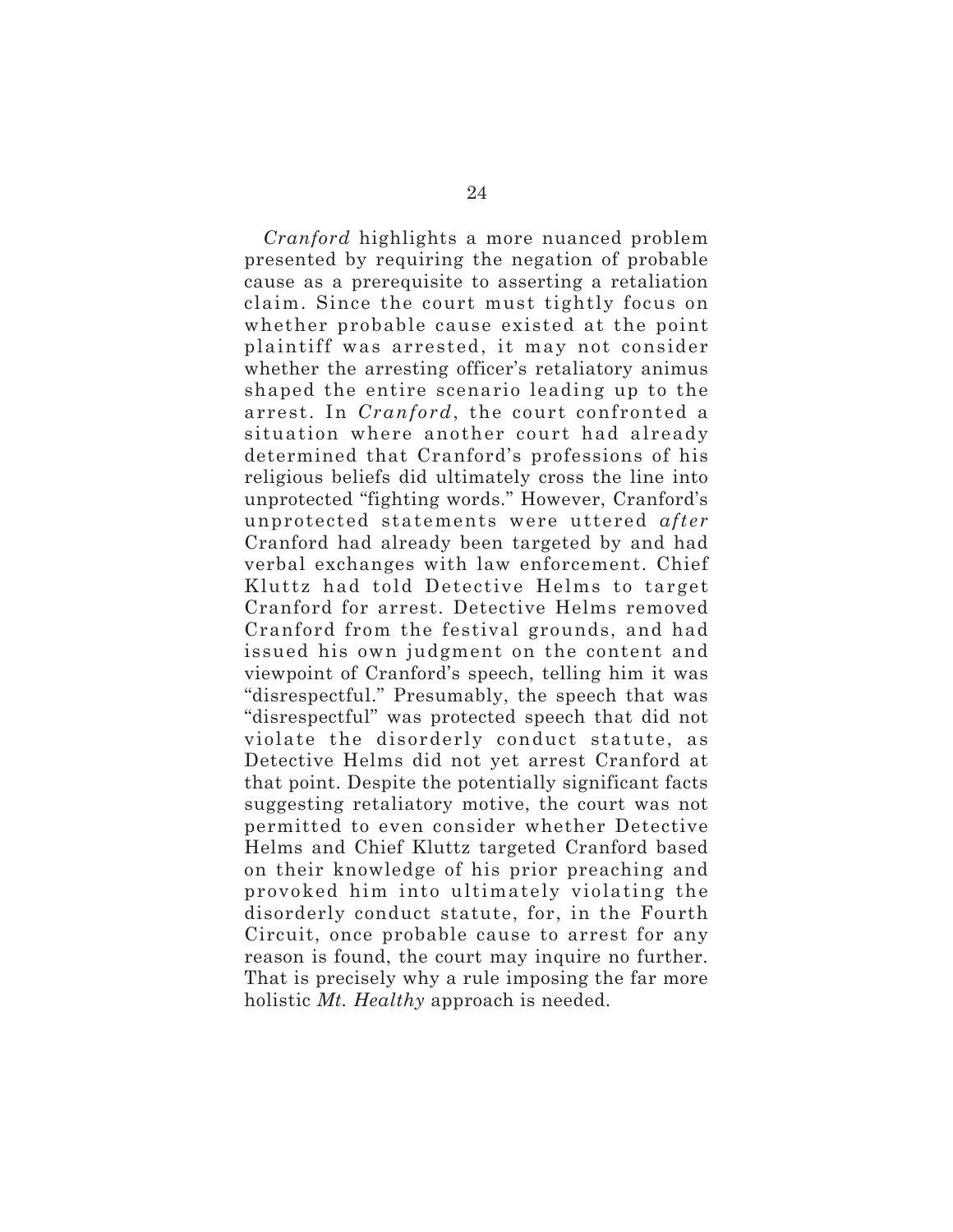*Cranford* highlights a more nuanced problem presented by requiring the negation of probable cause as a prerequisite to asserting a retaliation claim. Since the court must tightly focus on whether probable cause existed at the point plaintiff was arrested, it may not consider whether the arresting officer's retaliatory animus shaped the entire scenario leading up to the arrest. In *Cranford*, the court confronted a situation where another court had already determined that Cranford's professions of his religious beliefs did ultimately cross the line into unprotected "fighting words." However, Cranford's unprotected statements were uttered *after* Cranford had already been targeted by and had verbal exchanges with law enforcement. Chief Kluttz had told Detective Helms to target Cranford for arrest. Detective Helms removed Cranford from the festival grounds, and had issued his own judgment on the content and viewpoint of Cranford's speech, telling him it was "disrespectful." Presumably, the speech that was "disrespectful" was protected speech that did not violate the disorderly conduct statute, as Detective Helms did not yet arrest Cranford at that point. Despite the potentially significant facts suggesting retaliatory motive, the court was not permitted to even consider whether Detective Helms and Chief Kluttz targeted Cranford based on their knowledge of his prior preaching and provoked him into ultimately violating the disorderly conduct statute, for, in the Fourth Circuit, once probable cause to arrest for any reason is found, the court may inquire no further. That is precisely why a rule imposing the far more holistic *Mt. Healthy* approach is needed.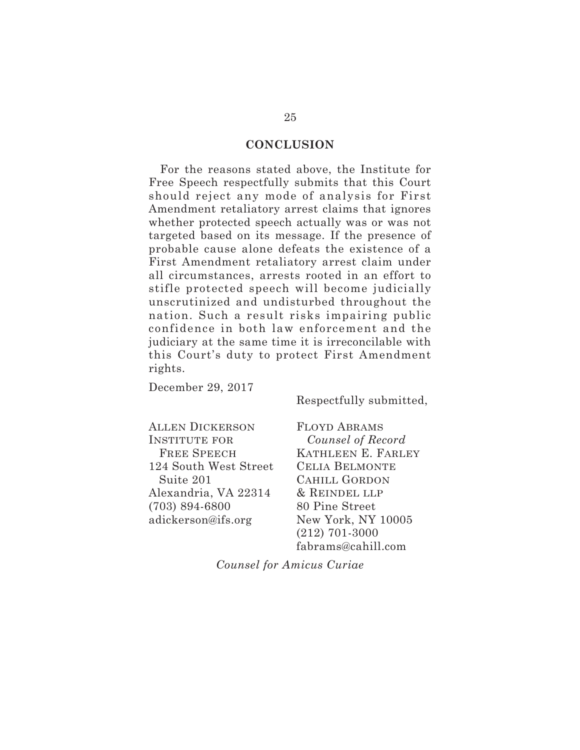## CONCLUSION

For the reasons stated above, the Institute for Free Speech respectfully submits that this Court should reject any mode of analysis for First Amendment retaliatory arrest claims that ignores whether protected speech actually was or was not targeted based on its message. If the presence of probable cause alone defeats the existence of a First Amendment retaliatory arrest claim under all circumstances, arrests rooted in an effort to stifle protected speech will become judicially unscrutinized and undisturbed throughout the nation. Such a result risks impairing public confidence in both law enforcement and the judiciary at the same time it is irreconcilable with this Court's duty to protect First Amendment rights.

December 29, 2017

Respectfully submitted,

ALLEN DICKERSON
INSTITUTE FOR FREE SPEECH
124 South West Street
Suite 201
Alexandria, VA 22314
(703) 894-6800
adickerson@ifs.org

FLOYD ABRAMS
*Counsel of Record*
KATHLEEN E. FARLEY
CELIA BELMONTE
CAHILL GORDON & REINDEL LLP
80 Pine Street
New York, NY 10005
(212) 701-3000
fabrams@cahill.com

*Counsel for Amicus Curiae*